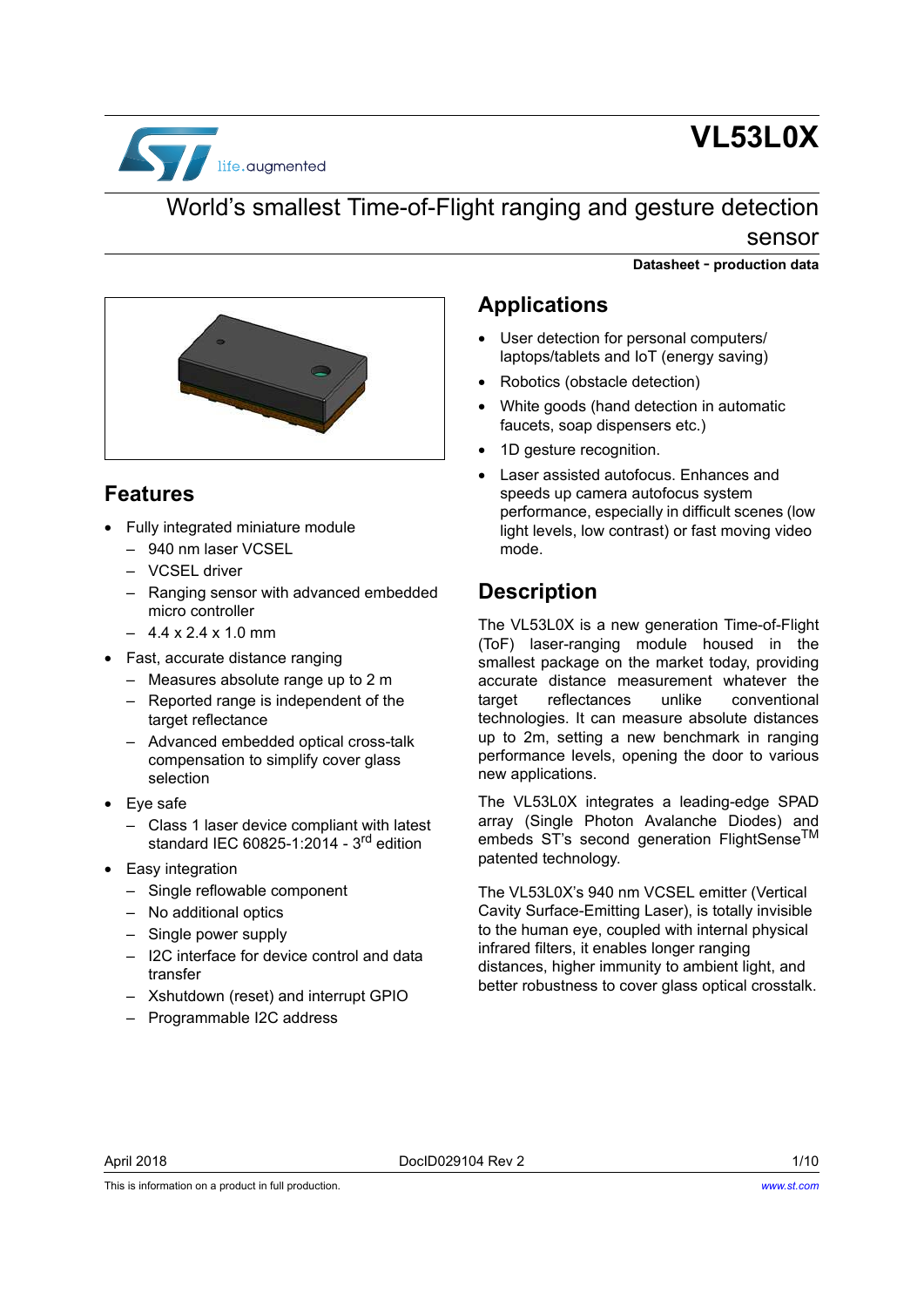# VL53L0X

## World's smallest Time-of-Flight ranging and gesture detection sensor

**Datasheet - production data**

## Features

- Fully integrated miniature module
  - 940 nm laser VCSEL
  - VCSEL driver
  - Ranging sensor with advanced embedded micro controller
  - 4.4 x 2.4 x 1.0 mm
- Fast, accurate distance ranging
  - Measures absolute range up to 2 m
  - Reported range is independent of the target reflectance
  - Advanced embedded optical cross-talk compensation to simplify cover glass selection
- Eye safe
  - Class 1 laser device compliant with latest standard IEC 60825-1:2014 - 3rd edition
- Easy integration
  - Single reflowable component
  - No additional optics
  - Single power supply
  - I2C interface for device control and data transfer
  - Xshutdown (reset) and interrupt GPIO
  - Programmable I2C address

## Applications

- User detection for personal computers/ laptops/tablets and IoT (energy saving)
- Robotics (obstacle detection)
- White goods (hand detection in automatic faucets, soap dispensers etc.)
- 1D gesture recognition.
- Laser assisted autofocus. Enhances and speeds up camera autofocus system performance, especially in difficult scenes (low light levels, low contrast) or fast moving video mode.

## Description

The VL53L0X is a new generation Time-of-Flight (ToF) laser-ranging module housed in the smallest package on the market today, providing accurate distance measurement whatever the target reflectances unlike conventional technologies. It can measure absolute distances up to 2m, setting a new benchmark in ranging performance levels, opening the door to various new applications.

The VL53L0X integrates a leading-edge SPAD array (Single Photon Avalanche Diodes) and embeds ST's second generation FlightSense™ patented technology.

The VL53L0X's 940 nm VCSEL emitter (Vertical Cavity Surface-Emitting Laser), is totally invisible to the human eye, coupled with internal physical infrared filters, it enables longer ranging distances, higher immunity to ambient light, and better robustness to cover glass optical crosstalk.

April 2018 DocID029104 Rev 2

This is information on a product in full production. www.st.com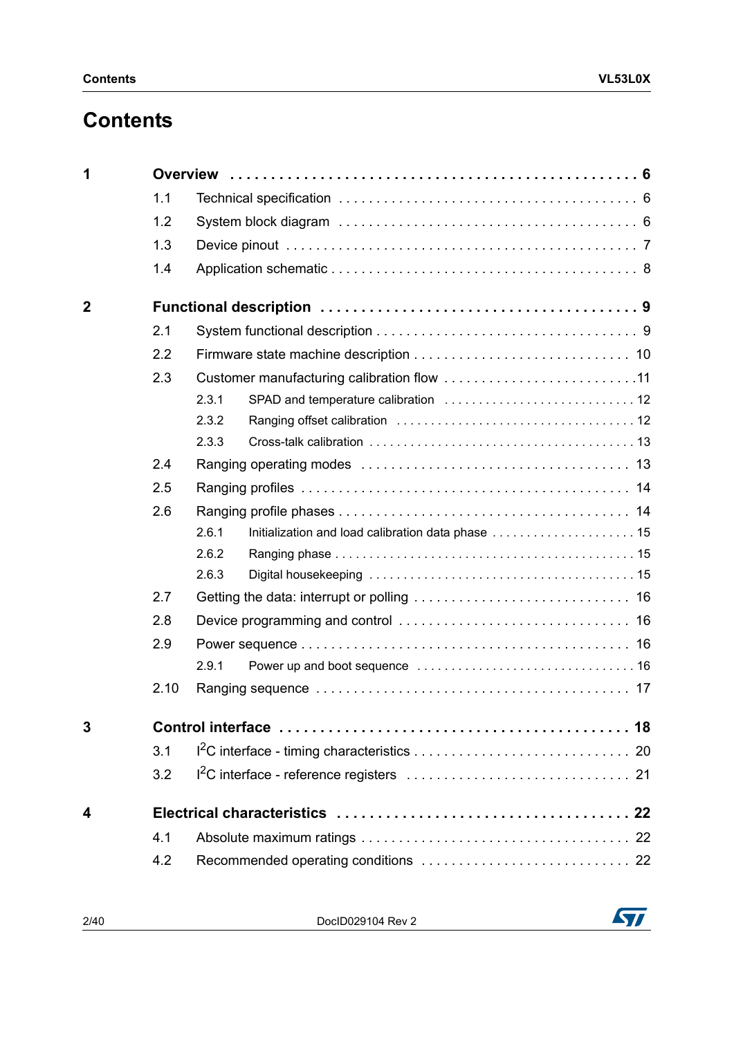# Contents

**1 Overview . . . . . . . . . . . . . . . . . . . . . . . . . . . . . . . . . . . . . . . . . . . . . . 6**

- 1.1 Technical specification . . . . . . . . . . . . . . . . . . . . . . . . . . . . . . . . . . . . 6
- 1.2 System block diagram . . . . . . . . . . . . . . . . . . . . . . . . . . . . . . . . . . . . 6
- 1.3 Device pinout . . . . . . . . . . . . . . . . . . . . . . . . . . . . . . . . . . . . . . . . . . 7
- 1.4 Application schematic . . . . . . . . . . . . . . . . . . . . . . . . . . . . . . . . . . . . 8

**2 Functional description . . . . . . . . . . . . . . . . . . . . . . . . . . . . . . . . . . . . 9**

- 2.1 System functional description . . . . . . . . . . . . . . . . . . . . . . . . . . . . . . . 9
- 2.2 Firmware state machine description . . . . . . . . . . . . . . . . . . . . . . . . . . . 10
- 2.3 Customer manufacturing calibration flow . . . . . . . . . . . . . . . . . . . . . . . . 11
  - 2.3.1 SPAD and temperature calibration . . . . . . . . . . . . . . . . . . . . . . . . . 12
  - 2.3.2 Ranging offset calibration . . . . . . . . . . . . . . . . . . . . . . . . . . . . . . . 12
  - 2.3.3 Cross-talk calibration . . . . . . . . . . . . . . . . . . . . . . . . . . . . . . . . . . 13
- 2.4 Ranging operating modes . . . . . . . . . . . . . . . . . . . . . . . . . . . . . . . . . . 13
- 2.5 Ranging profiles . . . . . . . . . . . . . . . . . . . . . . . . . . . . . . . . . . . . . . . . . 14
- 2.6 Ranging profile phases . . . . . . . . . . . . . . . . . . . . . . . . . . . . . . . . . . . . 14
  - 2.6.1 Initialization and load calibration data phase . . . . . . . . . . . . . . . . . . . 15
  - 2.6.2 Ranging phase . . . . . . . . . . . . . . . . . . . . . . . . . . . . . . . . . . . . . . . 15
  - 2.6.3 Digital housekeeping . . . . . . . . . . . . . . . . . . . . . . . . . . . . . . . . . . . 15
- 2.7 Getting the data: interrupt or polling . . . . . . . . . . . . . . . . . . . . . . . . . . . 16
- 2.8 Device programming and control . . . . . . . . . . . . . . . . . . . . . . . . . . . . . . 16
- 2.9 Power sequence . . . . . . . . . . . . . . . . . . . . . . . . . . . . . . . . . . . . . . . . . 16
  - 2.9.1 Power up and boot sequence . . . . . . . . . . . . . . . . . . . . . . . . . . . . . 16
- 2.10 Ranging sequence . . . . . . . . . . . . . . . . . . . . . . . . . . . . . . . . . . . . . . . 17

**3 Control interface . . . . . . . . . . . . . . . . . . . . . . . . . . . . . . . . . . . . . . . . . 18**

- 3.1 I$^2$C interface - timing characteristics . . . . . . . . . . . . . . . . . . . . . . . . . . . 20
- 3.2 I$^2$C interface - reference registers . . . . . . . . . . . . . . . . . . . . . . . . . . . . 21

**4 Electrical characteristics . . . . . . . . . . . . . . . . . . . . . . . . . . . . . . . . . . 22**

- 4.1 Absolute maximum ratings . . . . . . . . . . . . . . . . . . . . . . . . . . . . . . . . . . 22
- 4.2 Recommended operating conditions . . . . . . . . . . . . . . . . . . . . . . . . . . . 22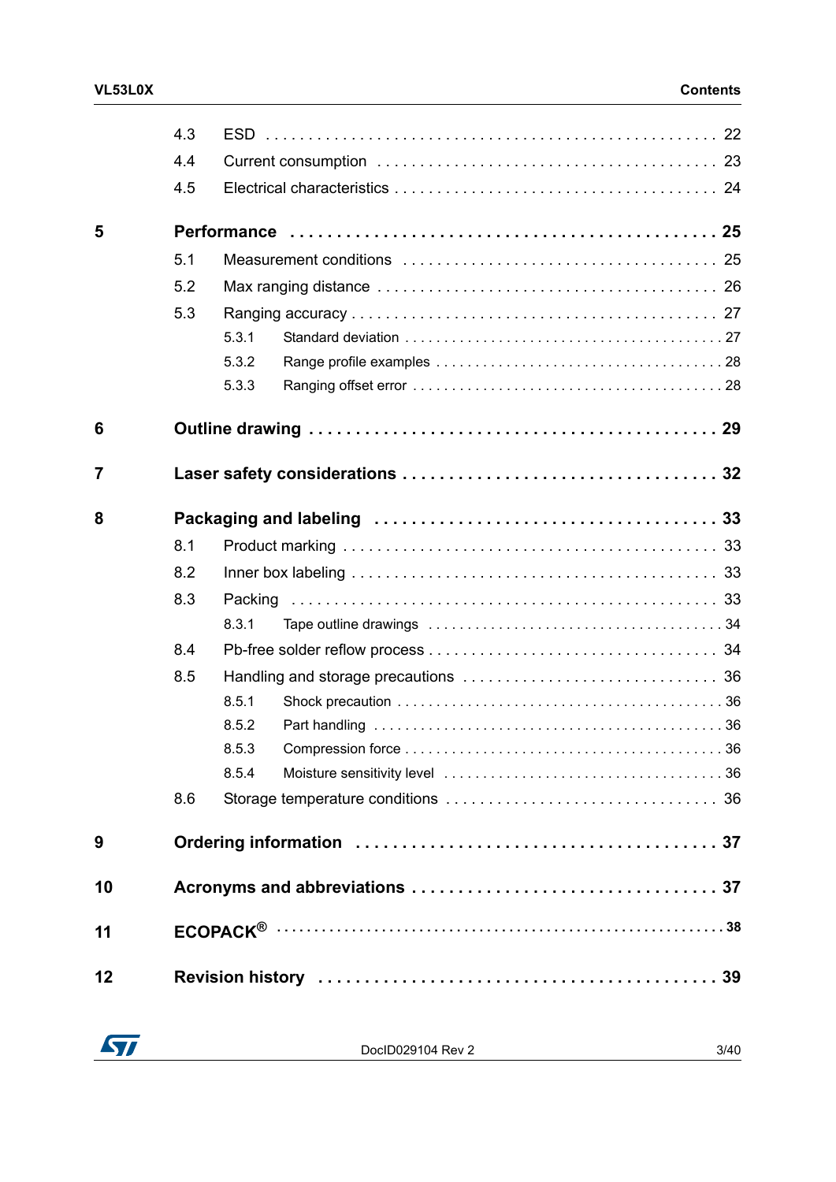| | | | |
|---|---|---|---|
| | 4.3 | ESD | 22 |
| | 4.4 | Current consumption | 23 |
| | 4.5 | Electrical characteristics | 24 |
| **5** | **Performance** | | **25** |
| | 5.1 | Measurement conditions | 25 |
| | 5.2 | Max ranging distance | 26 |
| | 5.3 | Ranging accuracy | 27 |
| | | 5.3.1 Standard deviation | 27 |
| | | 5.3.2 Range profile examples | 28 |
| | | 5.3.3 Ranging offset error | 28 |
| **6** | **Outline drawing** | | **29** |
| **7** | **Laser safety considerations** | | **32** |
| **8** | **Packaging and labeling** | | **33** |
| | 8.1 | Product marking | 33 |
| | 8.2 | Inner box labeling | 33 |
| | 8.3 | Packing | 33 |
| | | 8.3.1 Tape outline drawings | 34 |
| | 8.4 | Pb-free solder reflow process | 34 |
| | 8.5 | Handling and storage precautions | 36 |
| | | 8.5.1 Shock precaution | 36 |
| | | 8.5.2 Part handling | 36 |
| | | 8.5.3 Compression force | 36 |
| | | 8.5.4 Moisture sensitivity level | 36 |
| | 8.6 | Storage temperature conditions | 36 |
| **9** | **Ordering information** | | **37** |
| **10** | **Acronyms and abbreviations** | | **37** |
| **11** | **ECOPACK®** | | **38** |
| **12** | **Revision history** | | **39** |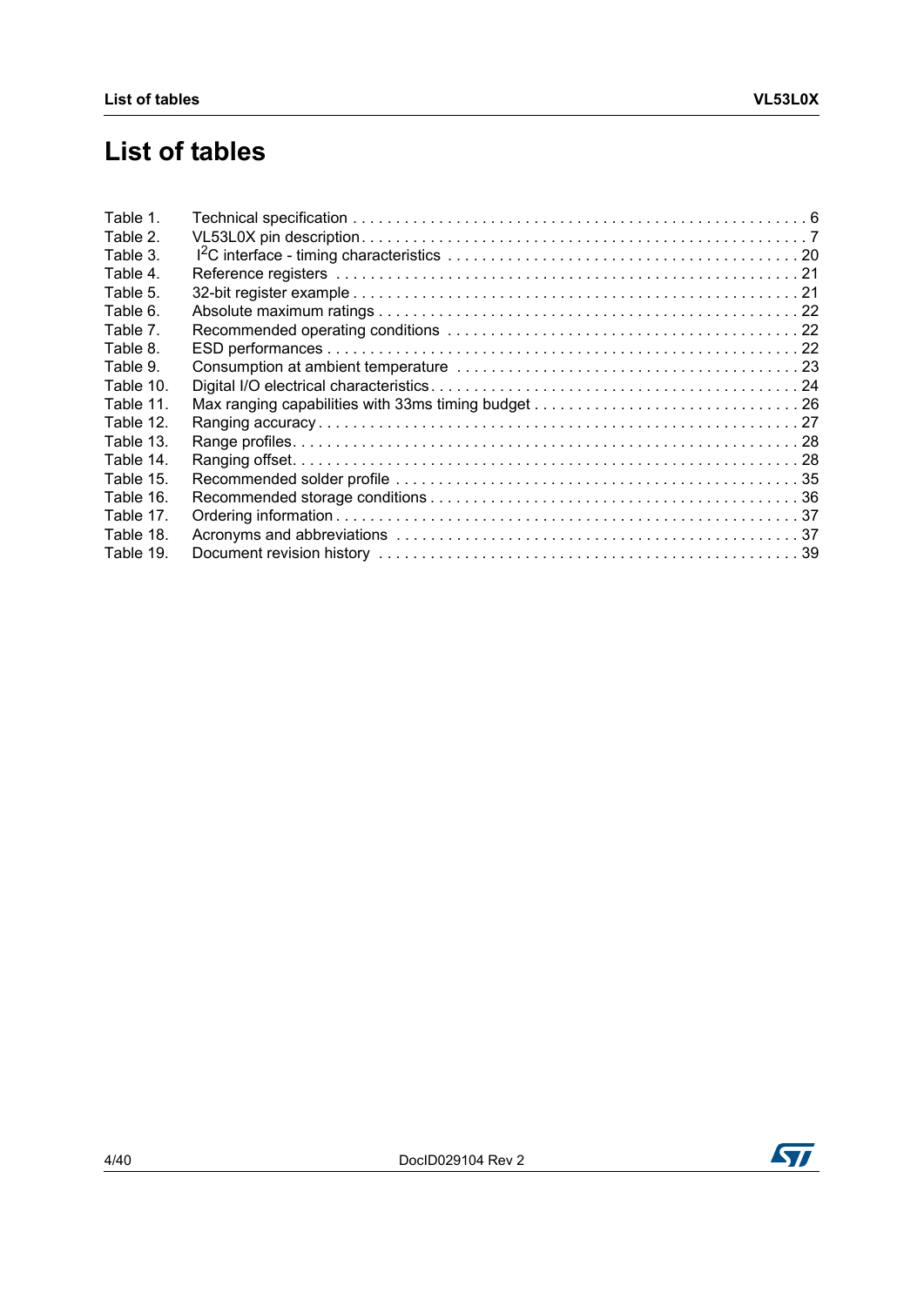# List of tables

Table 1. Technical specification . . . . . . . . . . . . . . . . . . . . . . . . . . . . . . . . . . . . . . . . . . . . . . . . . . . . 6
Table 2. VL53L0X pin description . . . . . . . . . . . . . . . . . . . . . . . . . . . . . . . . . . . . . . . . . . . . . . . . . . . . 7
Table 3. $I^2C$ interface - timing characteristics . . . . . . . . . . . . . . . . . . . . . . . . . . . . . . . . . . . . . . . . 20
Table 4. Reference registers . . . . . . . . . . . . . . . . . . . . . . . . . . . . . . . . . . . . . . . . . . . . . . . . . . . . . . 21
Table 5. 32-bit register example . . . . . . . . . . . . . . . . . . . . . . . . . . . . . . . . . . . . . . . . . . . . . . . . . . . . 21
Table 6. Absolute maximum ratings . . . . . . . . . . . . . . . . . . . . . . . . . . . . . . . . . . . . . . . . . . . . . . . . . . 22
Table 7. Recommended operating conditions . . . . . . . . . . . . . . . . . . . . . . . . . . . . . . . . . . . . . . . . . . . 22
Table 8. ESD performances . . . . . . . . . . . . . . . . . . . . . . . . . . . . . . . . . . . . . . . . . . . . . . . . . . . . . . . 22
Table 9. Consumption at ambient temperature . . . . . . . . . . . . . . . . . . . . . . . . . . . . . . . . . . . . . . . . . . 23
Table 10. Digital I/O electrical characteristics . . . . . . . . . . . . . . . . . . . . . . . . . . . . . . . . . . . . . . . . . . . . 24
Table 11. Max ranging capabilities with 33ms timing budget . . . . . . . . . . . . . . . . . . . . . . . . . . . . . . . . . 26
Table 12. Ranging accuracy . . . . . . . . . . . . . . . . . . . . . . . . . . . . . . . . . . . . . . . . . . . . . . . . . . . . . . . . 27
Table 13. Range profiles . . . . . . . . . . . . . . . . . . . . . . . . . . . . . . . . . . . . . . . . . . . . . . . . . . . . . . . . . . 28
Table 14. Ranging offset . . . . . . . . . . . . . . . . . . . . . . . . . . . . . . . . . . . . . . . . . . . . . . . . . . . . . . . . . . 28
Table 15. Recommended solder profile . . . . . . . . . . . . . . . . . . . . . . . . . . . . . . . . . . . . . . . . . . . . . . . . 35
Table 16. Recommended storage conditions . . . . . . . . . . . . . . . . . . . . . . . . . . . . . . . . . . . . . . . . . . . . 36
Table 17. Ordering information . . . . . . . . . . . . . . . . . . . . . . . . . . . . . . . . . . . . . . . . . . . . . . . . . . . . . . 37
Table 18. Acronyms and abbreviations . . . . . . . . . . . . . . . . . . . . . . . . . . . . . . . . . . . . . . . . . . . . . . . . 37
Table 19. Document revision history . . . . . . . . . . . . . . . . . . . . . . . . . . . . . . . . . . . . . . . . . . . . . . . . . 39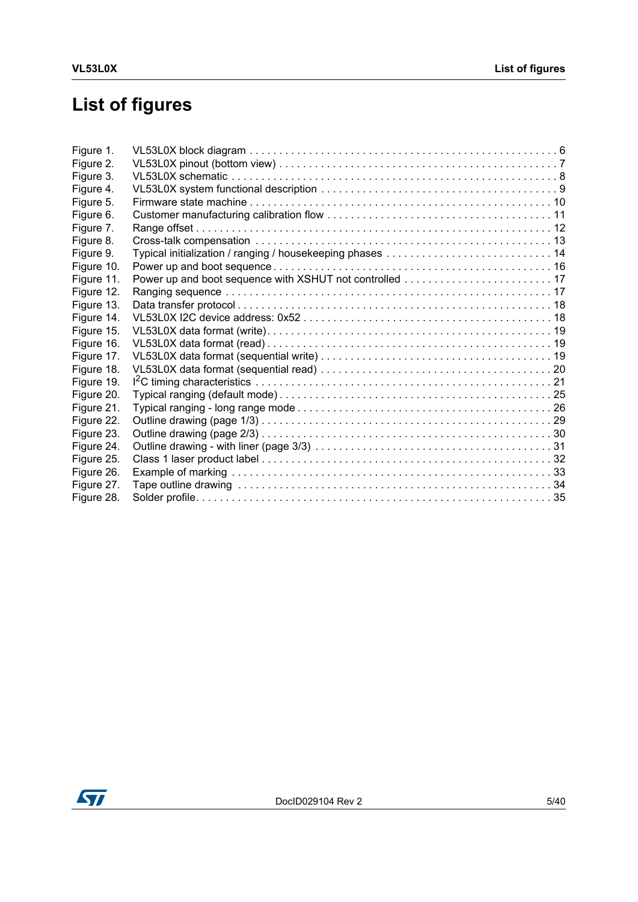# List of figures

| | | |
|---|---|---|
| Figure 1. | VL53L0X block diagram | 6 |
| Figure 2. | VL53L0X pinout (bottom view) | 7 |
| Figure 3. | VL53L0X schematic | 8 |
| Figure 4. | VL53L0X system functional description | 9 |
| Figure 5. | Firmware state machine | 10 |
| Figure 6. | Customer manufacturing calibration flow | 11 |
| Figure 7. | Range offset | 12 |
| Figure 8. | Cross-talk compensation | 13 |
| Figure 9. | Typical initialization / ranging / housekeeping phases | 14 |
| Figure 10. | Power up and boot sequence | 16 |
| Figure 11. | Power up and boot sequence with XSHUT not controlled | 17 |
| Figure 12. | Ranging sequence | 17 |
| Figure 13. | Data transfer protocol | 18 |
| Figure 14. | VL53L0X I2C device address: 0x52 | 18 |
| Figure 15. | VL53L0X data format (write) | 19 |
| Figure 16. | VL53L0X data format (read) | 19 |
| Figure 17. | VL53L0X data format (sequential write) | 19 |
| Figure 18. | VL53L0X data format (sequential read) | 20 |
| Figure 19. | I²C timing characteristics | 21 |
| Figure 20. | Typical ranging (default mode) | 25 |
| Figure 21. | Typical ranging - long range mode | 26 |
| Figure 22. | Outline drawing (page 1/3) | 29 |
| Figure 23. | Outline drawing (page 2/3) | 30 |
| Figure 24. | Outline drawing - with liner (page 3/3) | 31 |
| Figure 25. | Class 1 laser product label | 32 |
| Figure 26. | Example of marking | 33 |
| Figure 27. | Tape outline drawing | 34 |
| Figure 28. | Solder profile | 35 |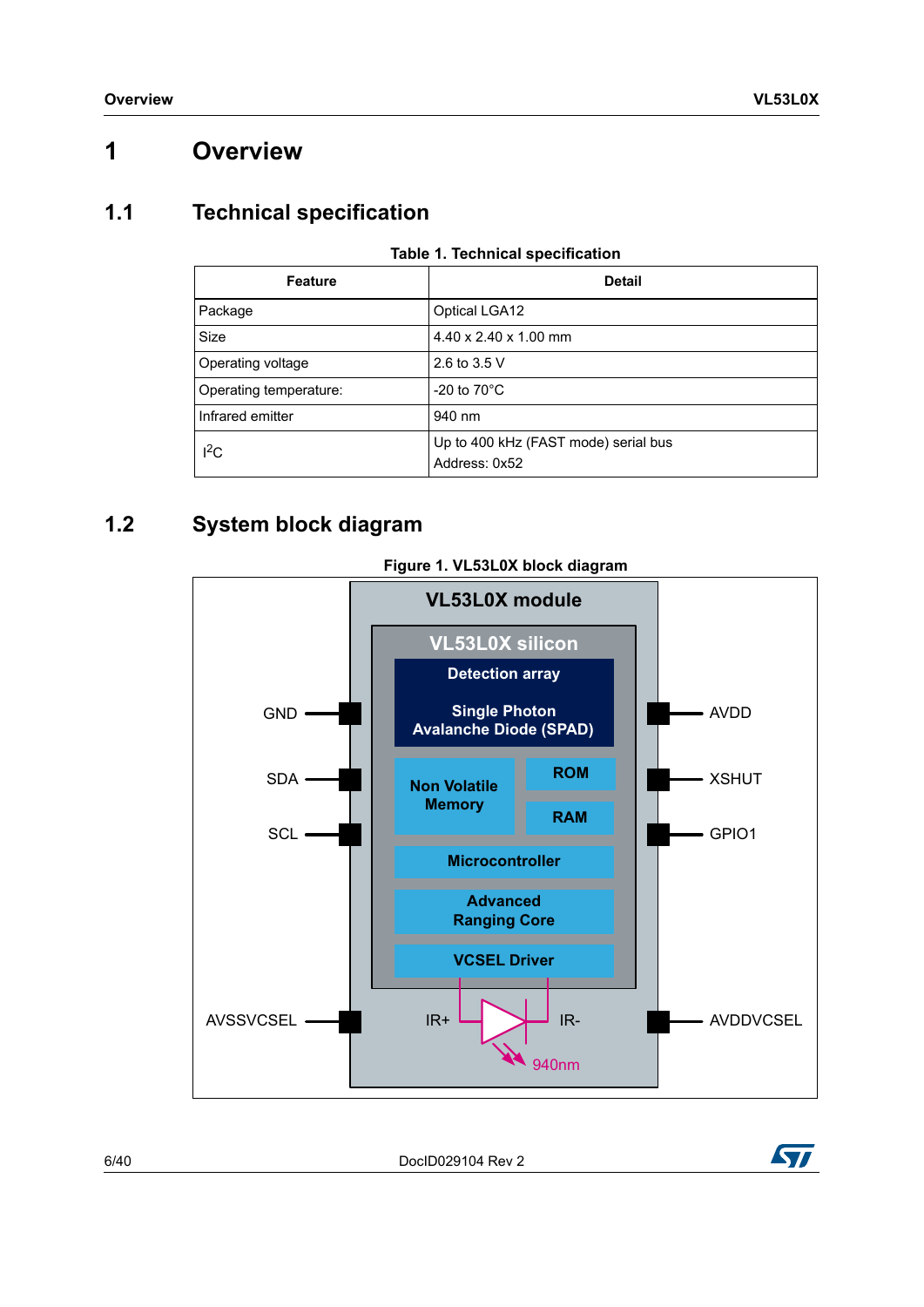# 1 Overview

## 1.1 Technical specification

**Table 1. Technical specification**

| Feature | Detail |
|---|---|
| Package | Optical LGA12 |
| Size | 4.40 x 2.40 x 1.00 mm |
| Operating voltage | 2.6 to 3.5 V |
| Operating temperature: | -20 to 70°C |
| Infrared emitter | 940 nm |
| $I^2C$ | Up to 400 kHz (FAST mode) serial bus<br>Address: 0x52 |

## 1.2 System block diagram

**Figure 1. VL53L0X block diagram**

VL53L0X module

VL53L0X silicon

Detection array

Single Photon Avalanche Diode (SPAD)

Non Volatile Memory

ROM

RAM

Microcontroller

Advanced Ranging Core

VCSEL Driver

GND

SDA

SCL

AVSSVCSEL

AVDD

XSHUT

GPIO1

AVDDVCSEL

IR+

IR-

940nm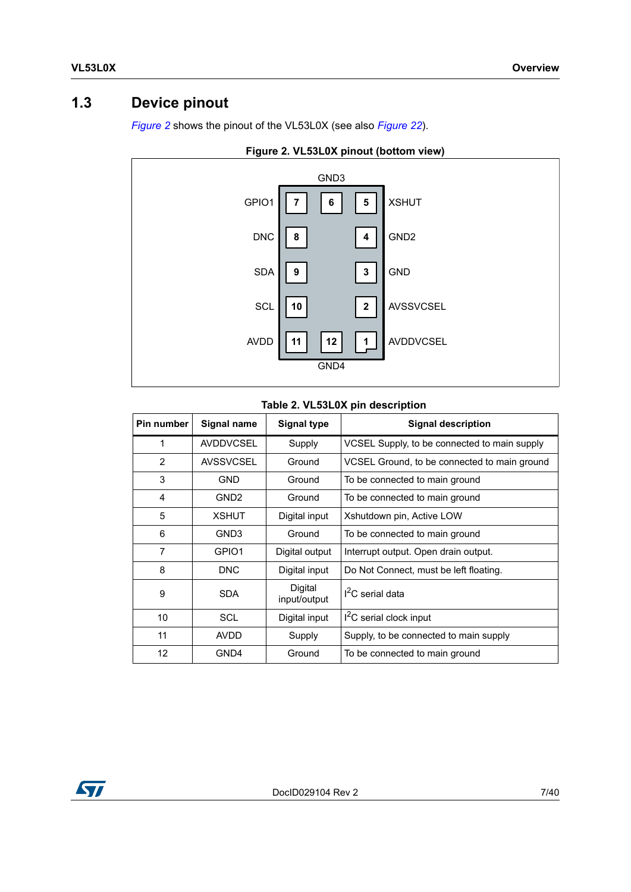## 1.3 Device pinout

*Figure 2* shows the pinout of the VL53L0X (see also *Figure 22*).

**Figure 2. VL53L0X pinout (bottom view)**

**Table 2. VL53L0X pin description**

| Pin number | Signal name | Signal type | Signal description |
|---|---|---|---|
| 1 | AVDDVCSEL | Supply | VCSEL Supply, to be connected to main supply |
| 2 | AVSSVCSEL | Ground | VCSEL Ground, to be connected to main ground |
| 3 | GND | Ground | To be connected to main ground |
| 4 | GND2 | Ground | To be connected to main ground |
| 5 | XSHUT | Digital input | Xshutdown pin, Active LOW |
| 6 | GND3 | Ground | To be connected to main ground |
| 7 | GPIO1 | Digital output | Interrupt output. Open drain output. |
| 8 | DNC | Digital input | Do Not Connect, must be left floating. |
| 9 | SDA | Digital input/output | $I^2C$ serial data |
| 10 | SCL | Digital input | $I^2C$ serial clock input |
| 11 | AVDD | Supply | Supply, to be connected to main supply |
| 12 | GND4 | Ground | To be connected to main ground |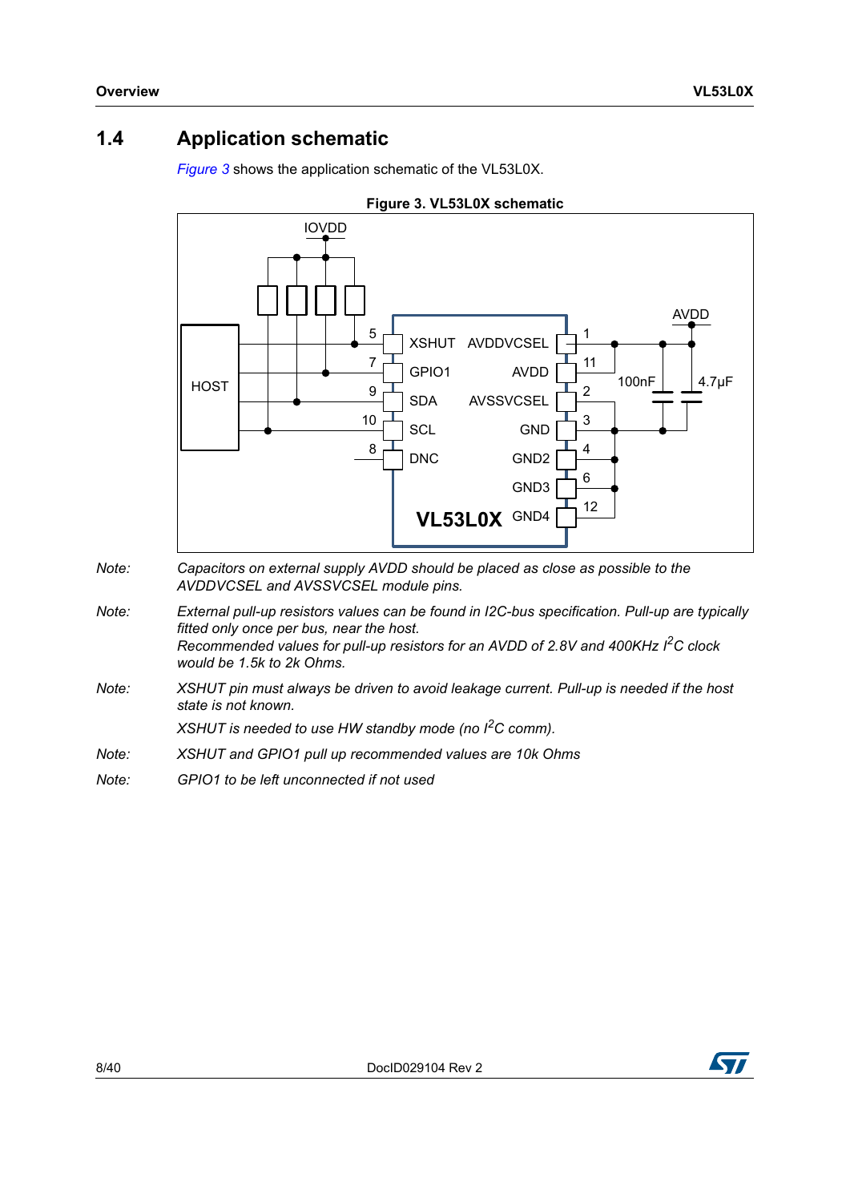## 1.4 Application schematic

*Figure 3* shows the application schematic of the VL53L0X.

**Figure 3. VL53L0X schematic**

*Note: Capacitors on external supply AVDD should be placed as close as possible to the AVDDVCSEL and AVSSVCSEL module pins.*

*Note: External pull-up resistors values can be found in I2C-bus specification. Pull-up are typically fitted only once per bus, near the host.*
*Recommended values for pull-up resistors for an AVDD of 2.8V and 400KHz $I^2C$ clock would be 1.5k to 2k Ohms.*

*Note: XSHUT pin must always be driven to avoid leakage current. Pull-up is needed if the host state is not known.*

*XSHUT is needed to use HW standby mode (no $I^2C$ comm).*

*Note: XSHUT and GPIO1 pull up recommended values are 10k Ohms*

*Note: GPIO1 to be left unconnected if not used*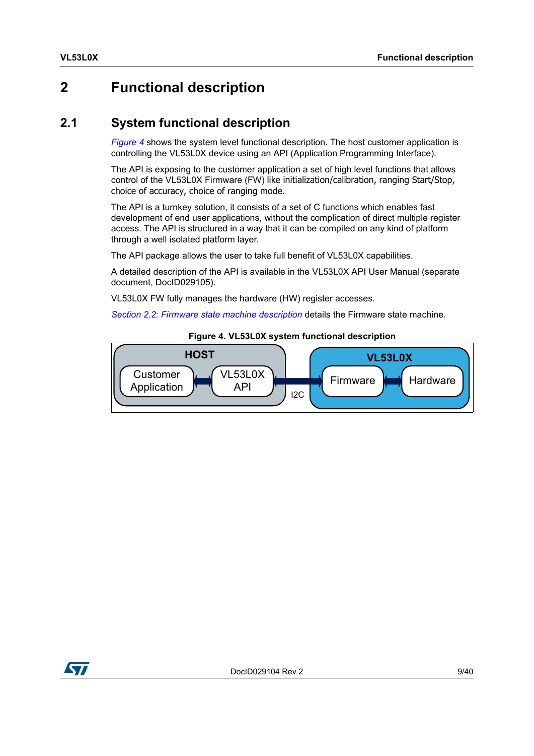# 2 Functional description

## 2.1 System functional description

*Figure 4* shows the system level functional description. The host customer application is controlling the VL53L0X device using an API (Application Programming Interface).

The API is exposing to the customer application a set of high level functions that allows control of the VL53L0X Firmware (FW) like initialization/calibration, ranging Start/Stop, choice of accuracy, choice of ranging mode.

The API is a turnkey solution, it consists of a set of C functions which enables fast development of end user applications, without the complication of direct multiple register access. The API is structured in a way that it can be compiled on any kind of platform through a well isolated platform layer.

The API package allows the user to take full benefit of VL53L0X capabilities.

A detailed description of the API is available in the VL53L0X API User Manual (separate document, DocID029105).

VL53L0X FW fully manages the hardware (HW) register accesses.

*Section 2.2: Firmware state machine description* details the Firmware state machine.

**Figure 4. VL53L0X system functional description**

HOST: Customer Application ↔ VL53L0X API ↔ (I2C) ↔ VL53L0X: Firmware ↔ Hardware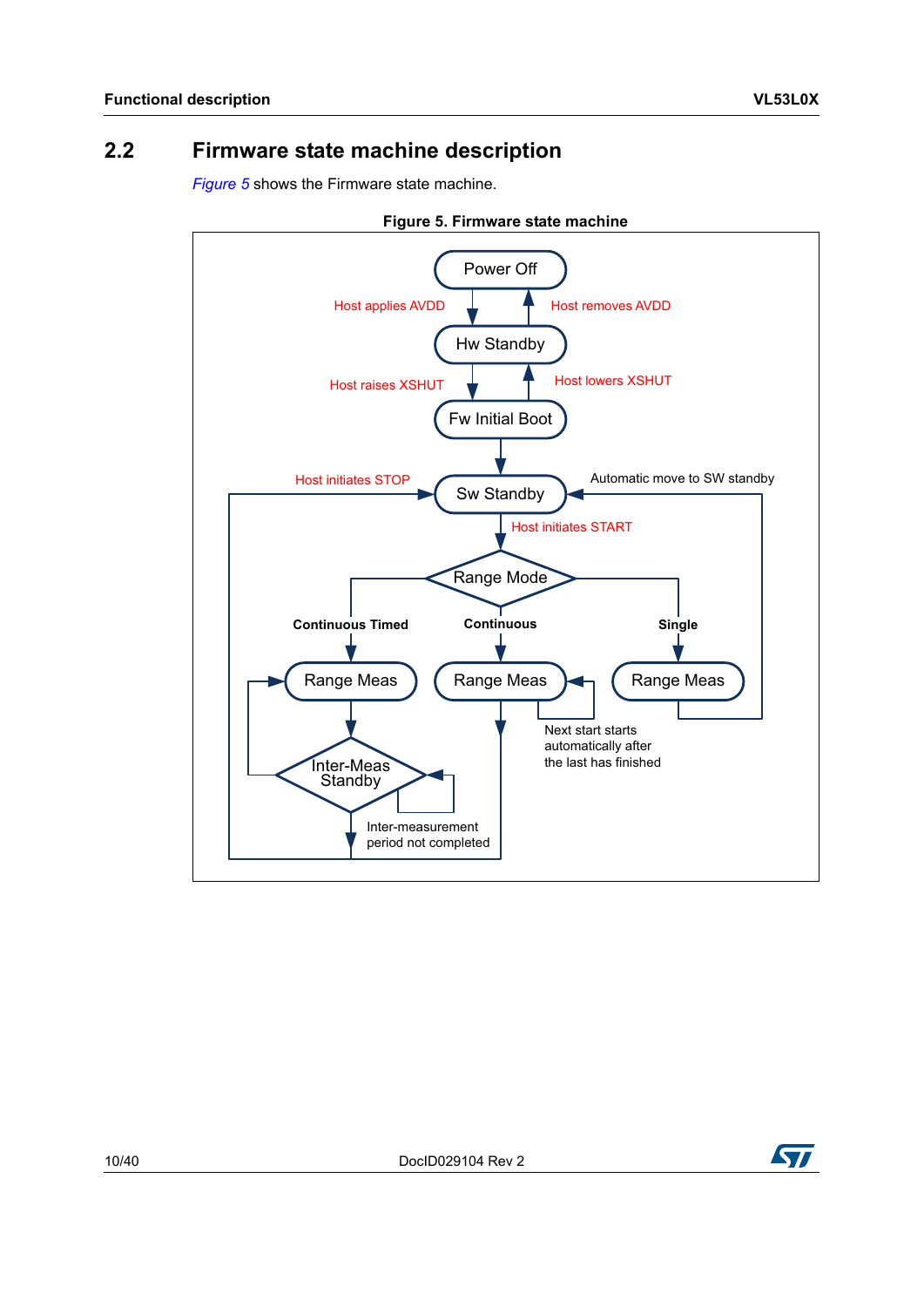## 2.2 Firmware state machine description

*Figure 5* shows the Firmware state machine.

**Figure 5. Firmware state machine**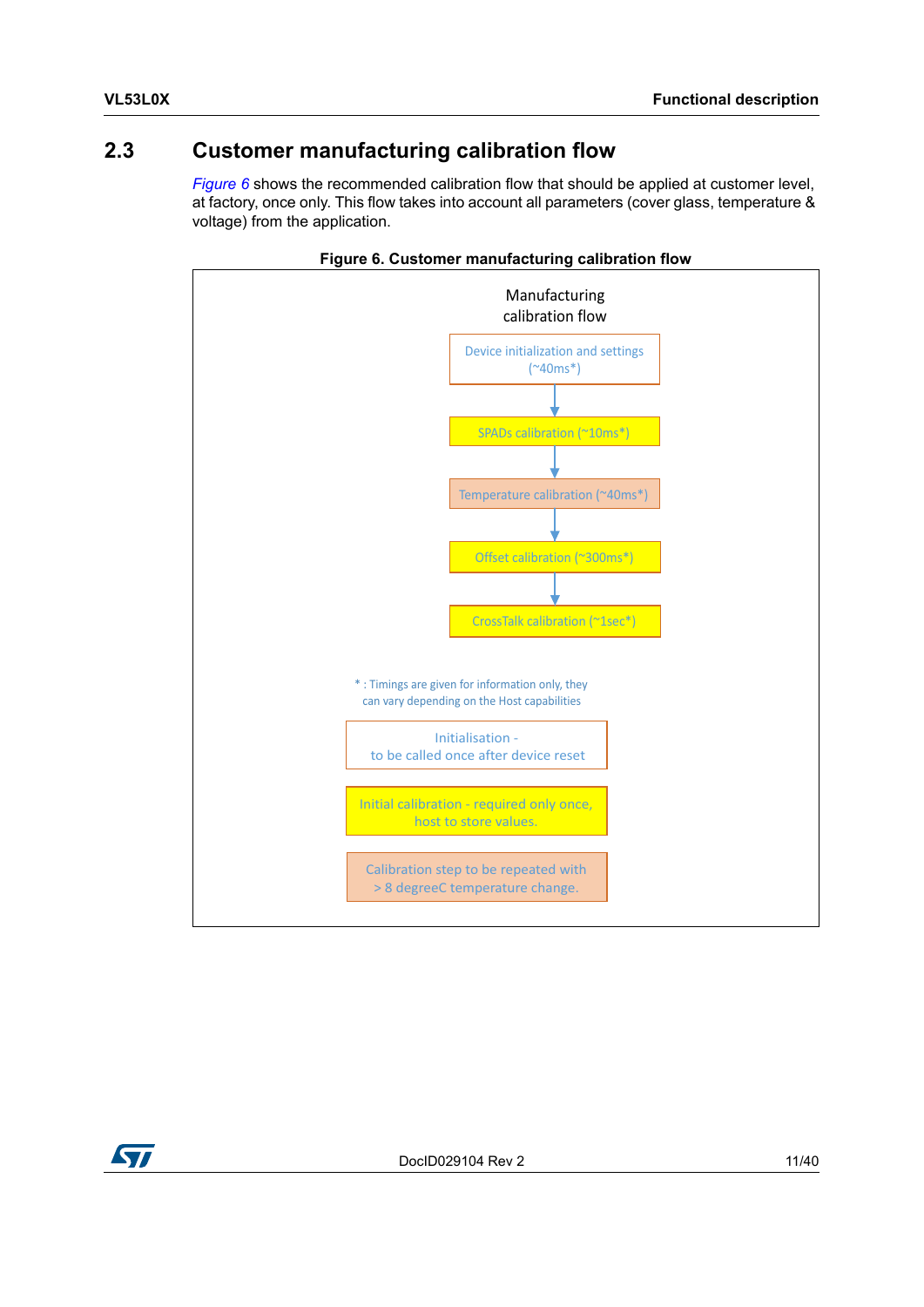## 2.3 Customer manufacturing calibration flow

*Figure 6* shows the recommended calibration flow that should be applied at customer level, at factory, once only. This flow takes into account all parameters (cover glass, temperature & voltage) from the application.

**Figure 6. Customer manufacturing calibration flow**

Manufacturing calibration flow

Device initialization and settings (~40ms*)

↓

SPADs calibration (~10ms*)

↓

Temperature calibration (~40ms*)

↓

Offset calibration (~300ms*)

↓

CrossTalk calibration (~1sec*)

* : Timings are given for information only, they can vary depending on the Host capabilities

Initialisation - to be called once after device reset

Initial calibration - required only once, host to store values.

Calibration step to be repeated with > 8 degreeC temperature change.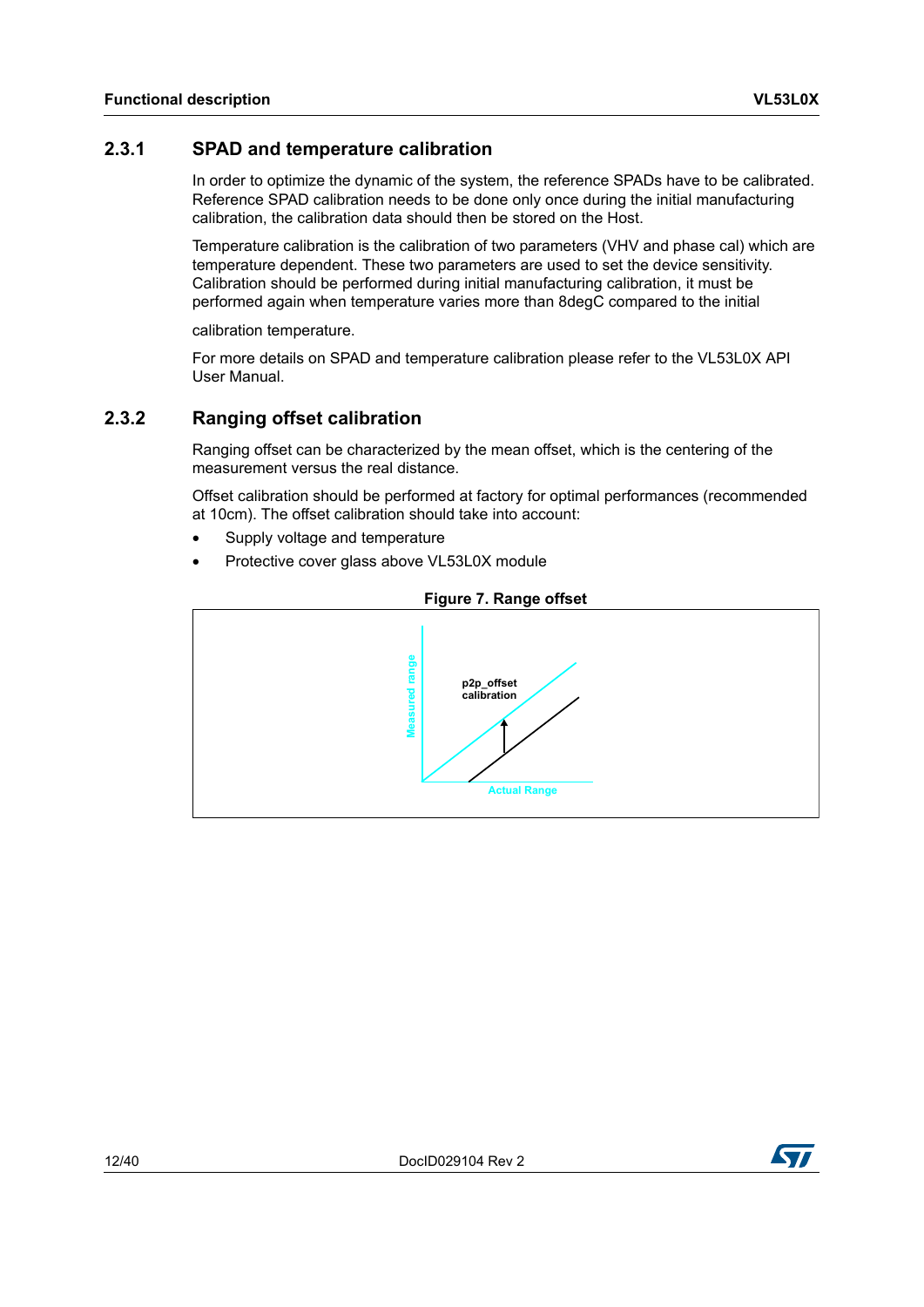### 2.3.1 SPAD and temperature calibration

In order to optimize the dynamic of the system, the reference SPADs have to be calibrated. Reference SPAD calibration needs to be done only once during the initial manufacturing calibration, the calibration data should then be stored on the Host.

Temperature calibration is the calibration of two parameters (VHV and phase cal) which are temperature dependent. These two parameters are used to set the device sensitivity. Calibration should be performed during initial manufacturing calibration, it must be performed again when temperature varies more than 8degC compared to the initial

calibration temperature.

For more details on SPAD and temperature calibration please refer to the VL53L0X API User Manual.

### 2.3.2 Ranging offset calibration

Ranging offset can be characterized by the mean offset, which is the centering of the measurement versus the real distance.

Offset calibration should be performed at factory for optimal performances (recommended at 10cm). The offset calibration should take into account:

- Supply voltage and temperature
- Protective cover glass above VL53L0X module

**Figure 7. Range offset**

Measured range

p2p_offset calibration

Actual Range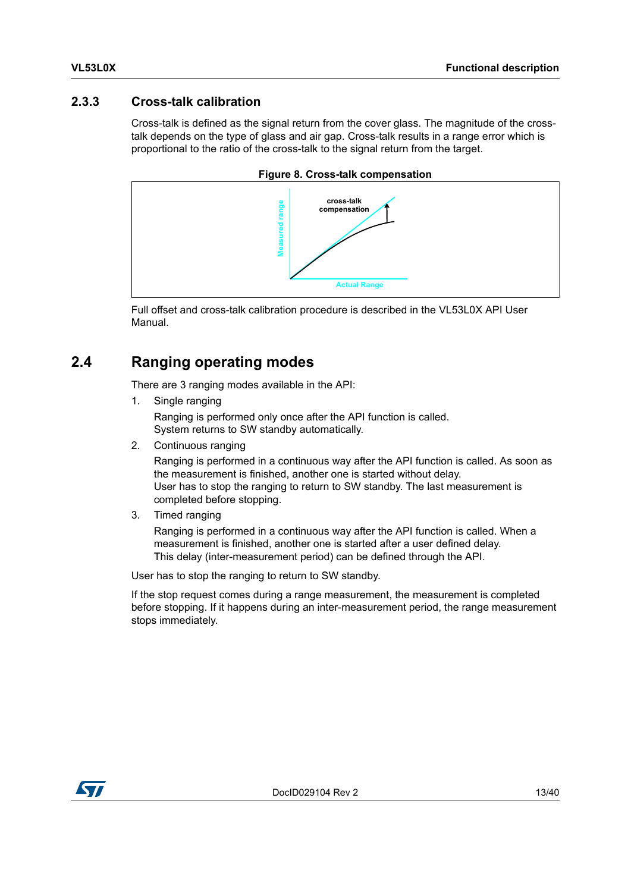### 2.3.3 Cross-talk calibration

Cross-talk is defined as the signal return from the cover glass. The magnitude of the cross-talk depends on the type of glass and air gap. Cross-talk results in a range error which is proportional to the ratio of the cross-talk to the signal return from the target.

**Figure 8. Cross-talk compensation**

Full offset and cross-talk calibration procedure is described in the VL53L0X API User Manual.

## 2.4 Ranging operating modes

There are 3 ranging modes available in the API:

1. Single ranging

   Ranging is performed only once after the API function is called.
   System returns to SW standby automatically.

2. Continuous ranging

   Ranging is performed in a continuous way after the API function is called. As soon as the measurement is finished, another one is started without delay.
   User has to stop the ranging to return to SW standby. The last measurement is completed before stopping.

3. Timed ranging

   Ranging is performed in a continuous way after the API function is called. When a measurement is finished, another one is started after a user defined delay.
   This delay (inter-measurement period) can be defined through the API.

User has to stop the ranging to return to SW standby.

If the stop request comes during a range measurement, the measurement is completed before stopping. If it happens during an inter-measurement period, the range measurement stops immediately.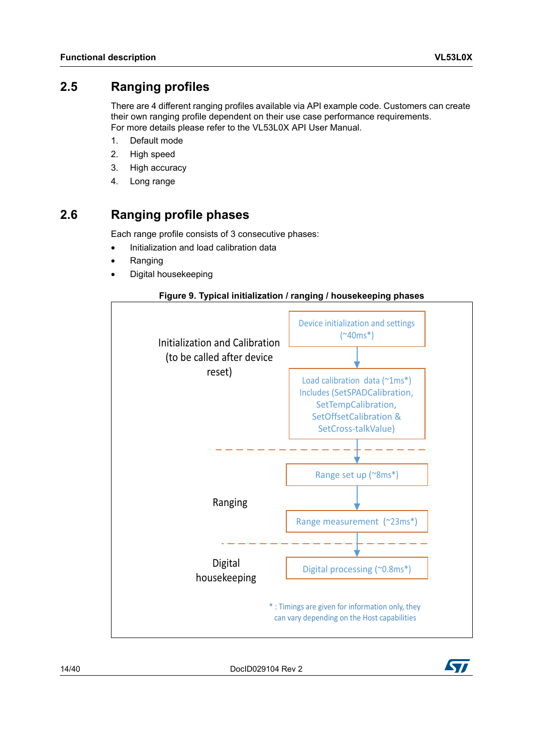## 2.5 Ranging profiles

There are 4 different ranging profiles available via API example code. Customers can create their own ranging profile dependent on their use case performance requirements.
For more details please refer to the VL53L0X API User Manual.

1. Default mode
2. High speed
3. High accuracy
4. Long range

## 2.6 Ranging profile phases

Each range profile consists of 3 consecutive phases:

- Initialization and load calibration data
- Ranging
- Digital housekeeping

**Figure 9. Typical initialization / ranging / housekeeping phases**

Initialization and Calibration (to be called after device reset)

- Device initialization and settings (~40ms*)
- Load calibration data (~1ms*) Includes (SetSPADCalibration, SetTempCalibration, SetOffsetCalibration & SetCross-talkValue)

Ranging

- Range set up (~8ms*)
- Range measurement (~23ms*)

Digital housekeeping

- Digital processing (~0.8ms*)

* : Timings are given for information only, they can vary depending on the Host capabilities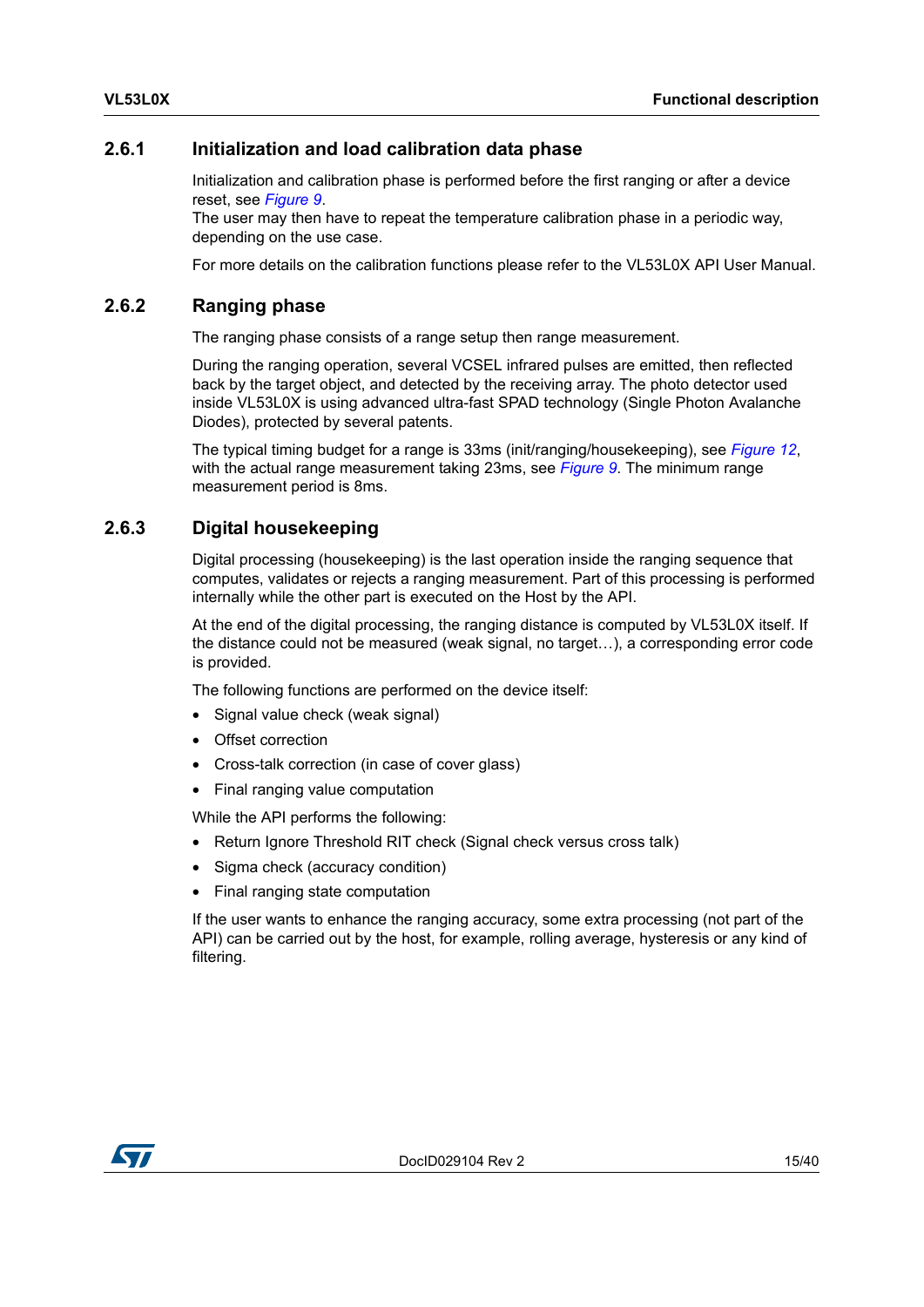### 2.6.1 Initialization and load calibration data phase

Initialization and calibration phase is performed before the first ranging or after a device reset, see *Figure 9*.
The user may then have to repeat the temperature calibration phase in a periodic way, depending on the use case.

For more details on the calibration functions please refer to the VL53L0X API User Manual.

### 2.6.2 Ranging phase

The ranging phase consists of a range setup then range measurement.

During the ranging operation, several VCSEL infrared pulses are emitted, then reflected back by the target object, and detected by the receiving array. The photo detector used inside VL53L0X is using advanced ultra-fast SPAD technology (Single Photon Avalanche Diodes), protected by several patents.

The typical timing budget for a range is 33ms (init/ranging/housekeeping), see *Figure 12*, with the actual range measurement taking 23ms, see *Figure 9*. The minimum range measurement period is 8ms.

### 2.6.3 Digital housekeeping

Digital processing (housekeeping) is the last operation inside the ranging sequence that computes, validates or rejects a ranging measurement. Part of this processing is performed internally while the other part is executed on the Host by the API.

At the end of the digital processing, the ranging distance is computed by VL53L0X itself. If the distance could not be measured (weak signal, no target…), a corresponding error code is provided.

The following functions are performed on the device itself:

- Signal value check (weak signal)
- Offset correction
- Cross-talk correction (in case of cover glass)
- Final ranging value computation

While the API performs the following:

- Return Ignore Threshold RIT check (Signal check versus cross talk)
- Sigma check (accuracy condition)
- Final ranging state computation

If the user wants to enhance the ranging accuracy, some extra processing (not part of the API) can be carried out by the host, for example, rolling average, hysteresis or any kind of filtering.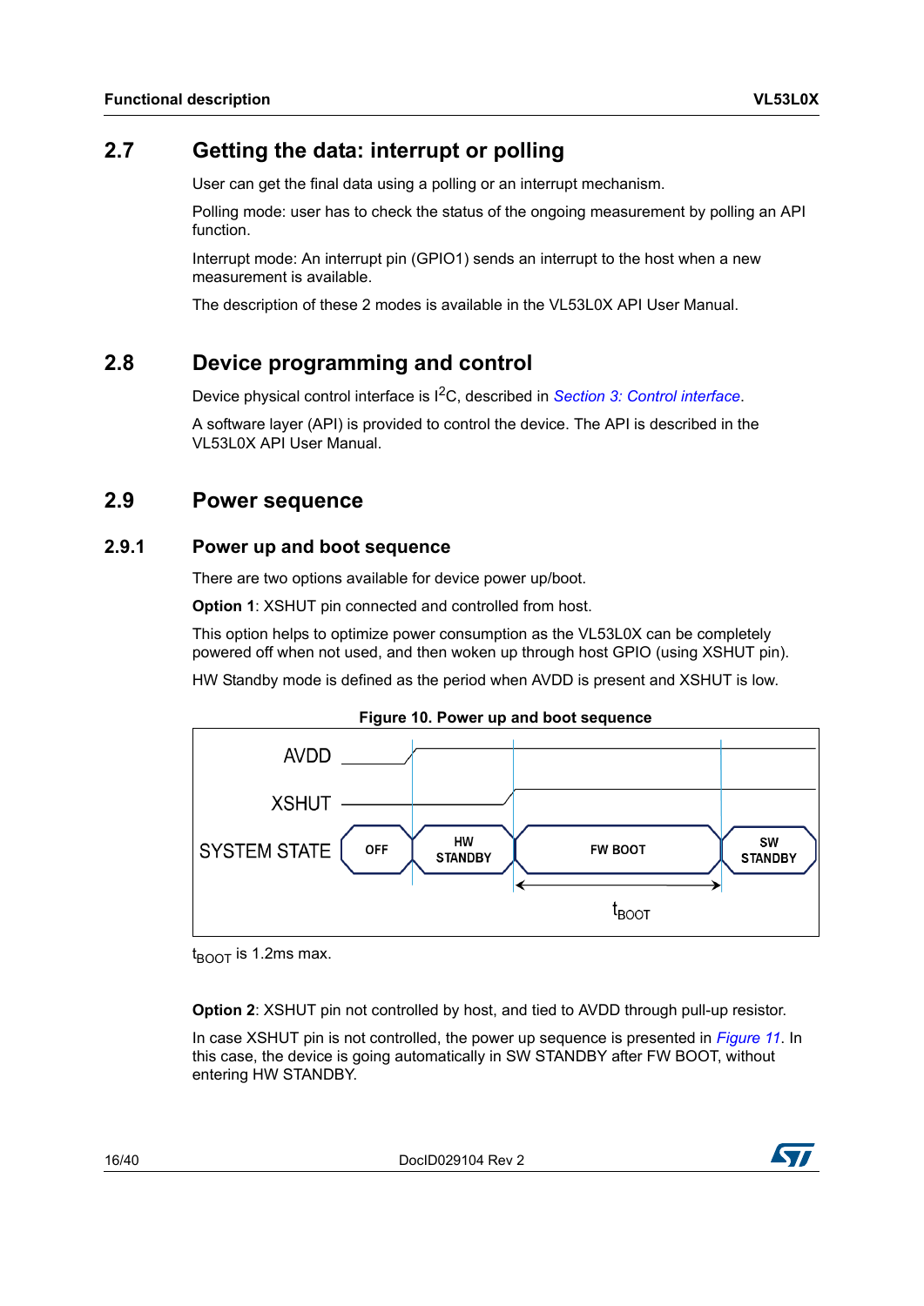## 2.7 Getting the data: interrupt or polling

User can get the final data using a polling or an interrupt mechanism.

Polling mode: user has to check the status of the ongoing measurement by polling an API function.

Interrupt mode: An interrupt pin (GPIO1) sends an interrupt to the host when a new measurement is available.

The description of these 2 modes is available in the VL53L0X API User Manual.

## 2.8 Device programming and control

Device physical control interface is $I^2C$, described in *Section 3: Control interface*.

A software layer (API) is provided to control the device. The API is described in the VL53L0X API User Manual.

## 2.9 Power sequence

### 2.9.1 Power up and boot sequence

There are two options available for device power up/boot.

**Option 1**: XSHUT pin connected and controlled from host.

This option helps to optimize power consumption as the VL53L0X can be completely powered off when not used, and then woken up through host GPIO (using XSHUT pin).

HW Standby mode is defined as the period when AVDD is present and XSHUT is low.

**Figure 10. Power up and boot sequence**

AVDD

XSHUT

SYSTEM STATE: OFF | HW STANDBY | FW BOOT | SW STANDBY

$t_{BOOT}$

$t_{BOOT}$ is 1.2ms max.

**Option 2**: XSHUT pin not controlled by host, and tied to AVDD through pull-up resistor.

In case XSHUT pin is not controlled, the power up sequence is presented in *Figure 11*. In this case, the device is going automatically in SW STANDBY after FW BOOT, without entering HW STANDBY.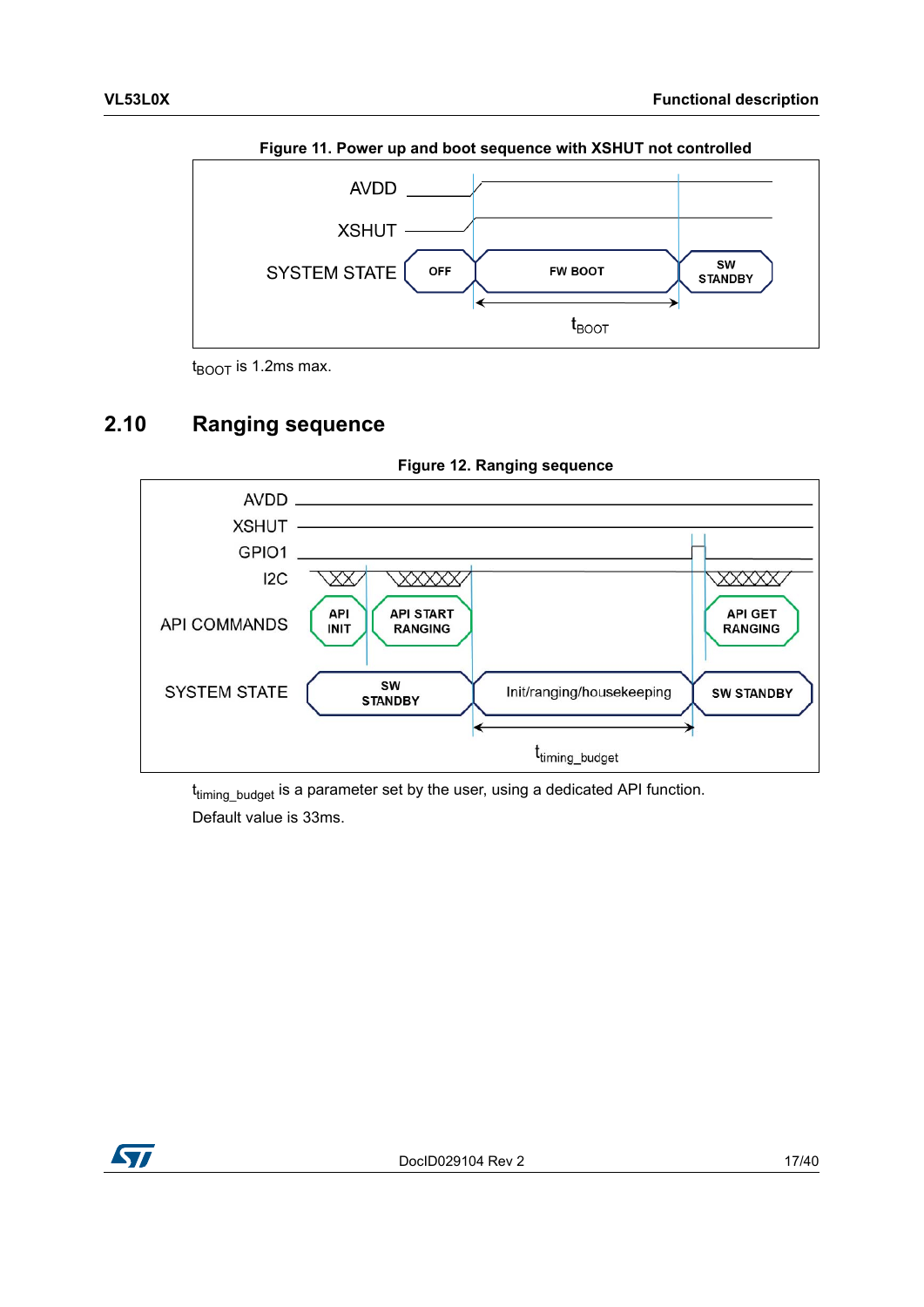**Figure 11. Power up and boot sequence with XSHUT not controlled**

$t_{BOOT}$ is 1.2ms max.

## 2.10 Ranging sequence

**Figure 12. Ranging sequence**

$t_{timing\_budget}$ is a parameter set by the user, using a dedicated API function.

Default value is 33ms.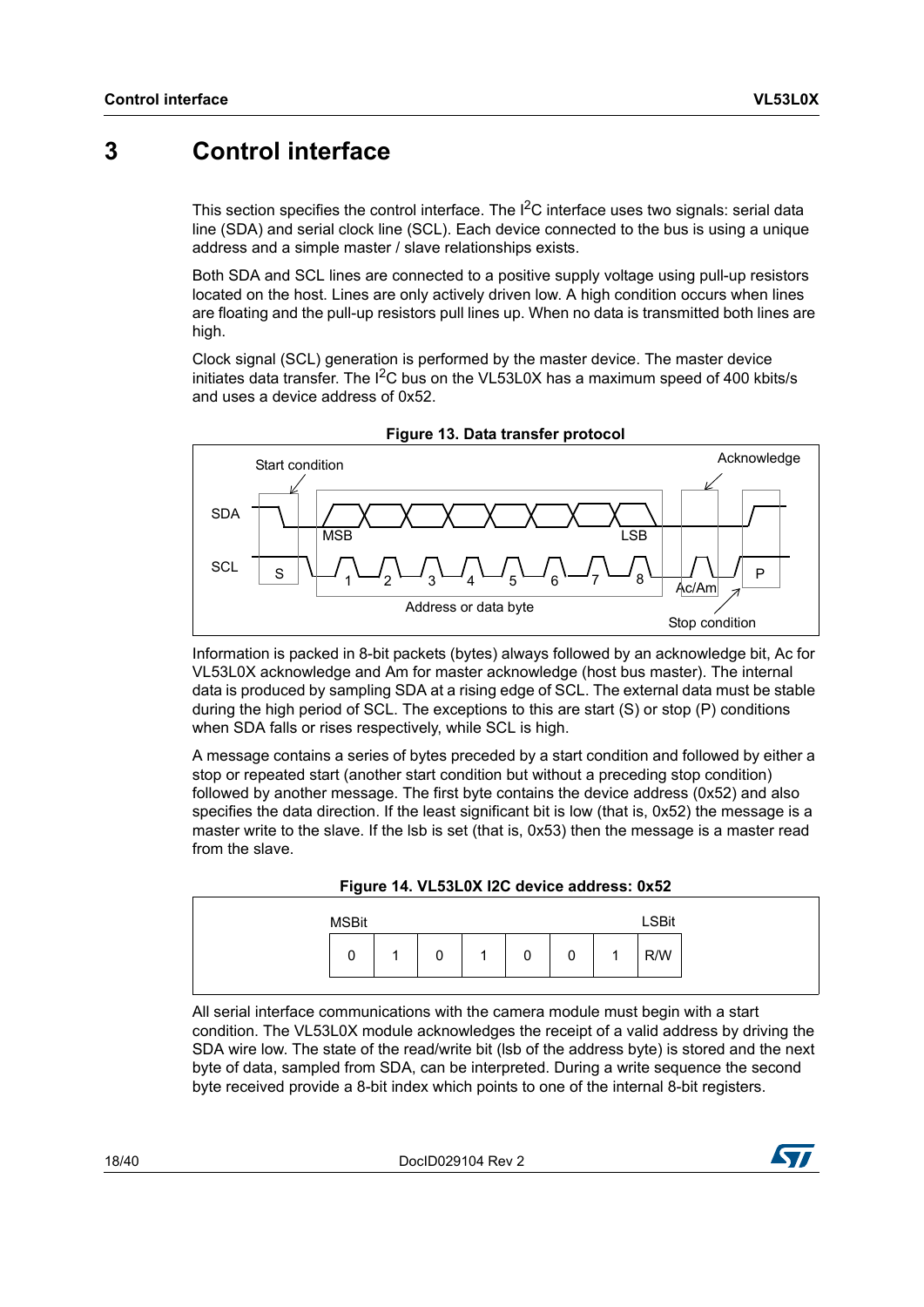# 3 Control interface

This section specifies the control interface. The I$^2$C interface uses two signals: serial data line (SDA) and serial clock line (SCL). Each device connected to the bus is using a unique address and a simple master / slave relationships exists.

Both SDA and SCL lines are connected to a positive supply voltage using pull-up resistors located on the host. Lines are only actively driven low. A high condition occurs when lines are floating and the pull-up resistors pull lines up. When no data is transmitted both lines are high.

Clock signal (SCL) generation is performed by the master device. The master device initiates data transfer. The I$^2$C bus on the VL53L0X has a maximum speed of 400 kbits/s and uses a device address of 0x52.

**Figure 13. Data transfer protocol**

Information is packed in 8-bit packets (bytes) always followed by an acknowledge bit, Ac for VL53L0X acknowledge and Am for master acknowledge (host bus master). The internal data is produced by sampling SDA at a rising edge of SCL. The external data must be stable during the high period of SCL. The exceptions to this are start (S) or stop (P) conditions when SDA falls or rises respectively, while SCL is high.

A message contains a series of bytes preceded by a start condition and followed by either a stop or repeated start (another start condition but without a preceding stop condition) followed by another message. The first byte contains the device address (0x52) and also specifies the data direction. If the least significant bit is low (that is, 0x52) the message is a master write to the slave. If the lsb is set (that is, 0x53) then the message is a master read from the slave.

**Figure 14. VL53L0X I2C device address: 0x52**

| MSBit | | | | | | | LSBit |
|---|---|---|---|---|---|---|---|
| 0 | 1 | 0 | 1 | 0 | 0 | 1 | R/W |

All serial interface communications with the camera module must begin with a start condition. The VL53L0X module acknowledges the receipt of a valid address by driving the SDA wire low. The state of the read/write bit (lsb of the address byte) is stored and the next byte of data, sampled from SDA, can be interpreted. During a write sequence the second byte received provide a 8-bit index which points to one of the internal 8-bit registers.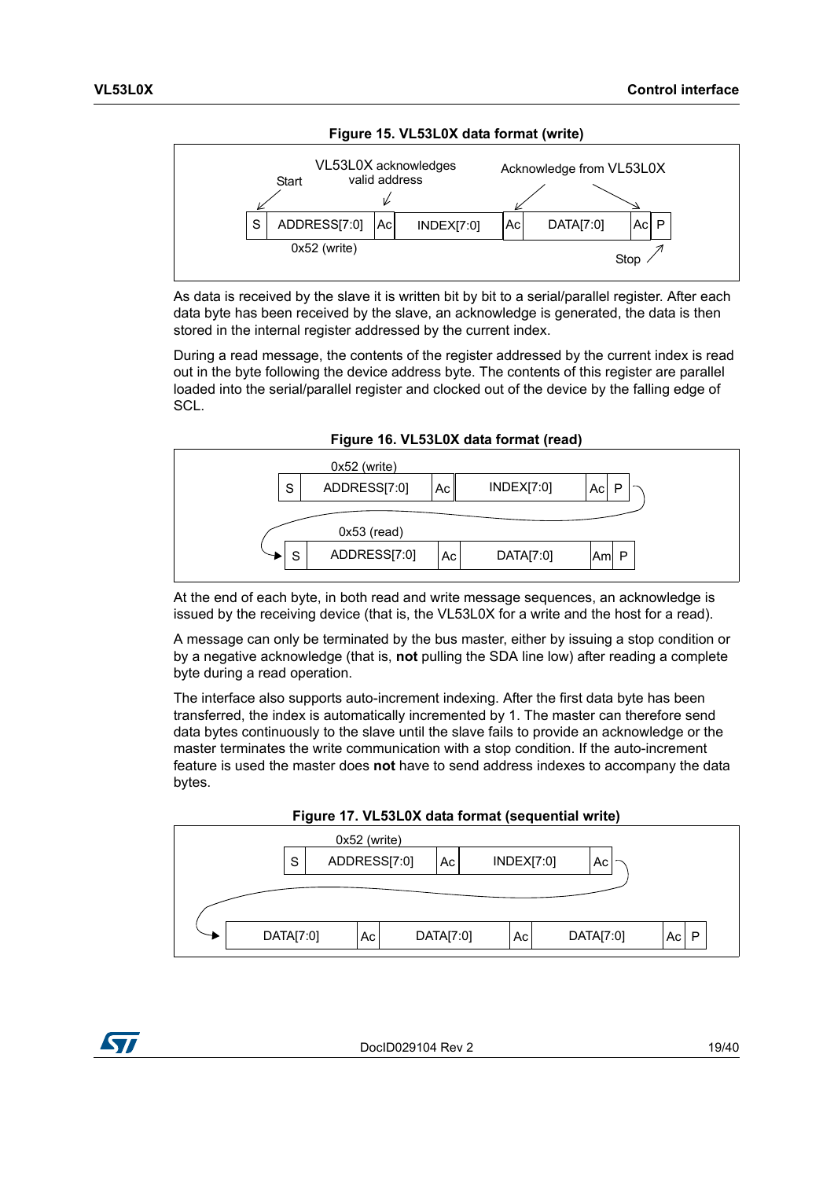**Figure 15. VL53L0X data format (write)**

| S | ADDRESS[7:0] | Ac | INDEX[7:0] | Ac | DATA[7:0] | Ac | P |
|---|---|---|---|---|---|---|---|

Start; VL53L0X acknowledges valid address; Acknowledge from VL53L0X; 0x52 (write); Stop

As data is received by the slave it is written bit by bit to a serial/parallel register. After each data byte has been received by the slave, an acknowledge is generated, the data is then stored in the internal register addressed by the current index.

During a read message, the contents of the register addressed by the current index is read out in the byte following the device address byte. The contents of this register are parallel loaded into the serial/parallel register and clocked out of the device by the falling edge of SCL.

**Figure 16. VL53L0X data format (read)**

0x52 (write)

| S | ADDRESS[7:0] | Ac | INDEX[7:0] | Ac | P |
|---|---|---|---|---|---|

0x53 (read)

| S | ADDRESS[7:0] | Ac | DATA[7:0] | Am | P |
|---|---|---|---|---|---|

At the end of each byte, in both read and write message sequences, an acknowledge is issued by the receiving device (that is, the VL53L0X for a write and the host for a read).

A message can only be terminated by the bus master, either by issuing a stop condition or by a negative acknowledge (that is, **not** pulling the SDA line low) after reading a complete byte during a read operation.

The interface also supports auto-increment indexing. After the first data byte has been transferred, the index is automatically incremented by 1. The master can therefore send data bytes continuously to the slave until the slave fails to provide an acknowledge or the master terminates the write communication with a stop condition. If the auto-increment feature is used the master does **not** have to send address indexes to accompany the data bytes.

**Figure 17. VL53L0X data format (sequential write)**

0x52 (write)

| S | ADDRESS[7:0] | Ac | INDEX[7:0] | Ac |
|---|---|---|---|---|

| DATA[7:0] | Ac | DATA[7:0] | Ac | DATA[7:0] | Ac | P |
|---|---|---|---|---|---|---|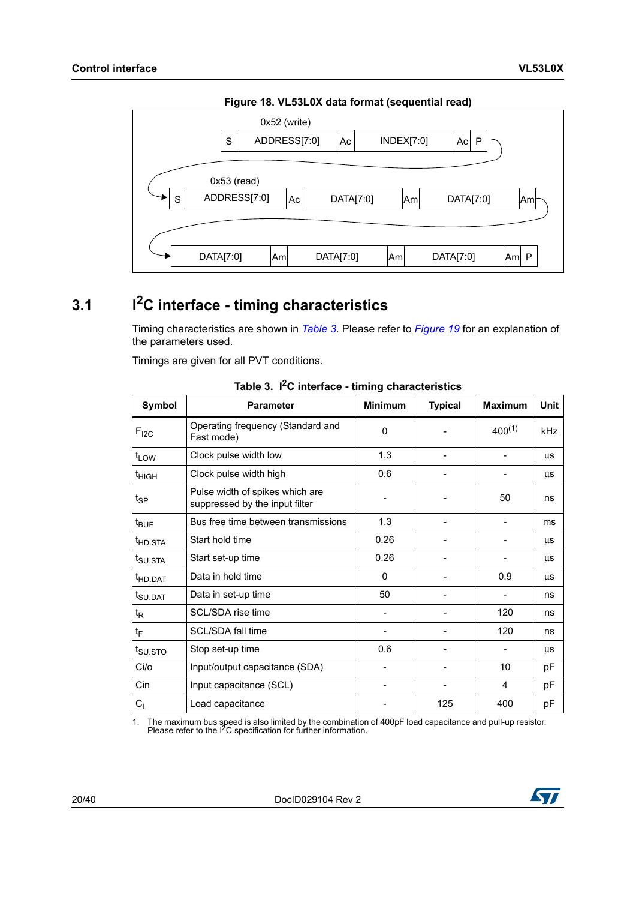**Figure 18. VL53L0X data format (sequential read)**

0x52 (write)

| S | ADDRESS[7:0] | Ac | INDEX[7:0] | Ac | P |
|---|---|---|---|---|---|

0x53 (read)

| S | ADDRESS[7:0] | Ac | DATA[7:0] | Am | DATA[7:0] | Am |
|---|---|---|---|---|---|---|

| DATA[7:0] | Am | DATA[7:0] | Am | DATA[7:0] | Am | P |
|---|---|---|---|---|---|---|

## 3.1 I²C interface - timing characteristics

Timing characteristics are shown in *Table 3*. Please refer to *Figure 19* for an explanation of the parameters used.

Timings are given for all PVT conditions.

**Table 3. I²C interface - timing characteristics**

| Symbol | Parameter | Minimum | Typical | Maximum | Unit |
|---|---|---|---|---|---|
| $F_{I2C}$ | Operating frequency (Standard and Fast mode) | 0 | - | 400(1) | kHz |
| $t_{LOW}$ | Clock pulse width low | 1.3 | - | - | µs |
| $t_{HIGH}$ | Clock pulse width high | 0.6 | - | - | µs |
| $t_{SP}$ | Pulse width of spikes which are suppressed by the input filter | - | - | 50 | ns |
| $t_{BUF}$ | Bus free time between transmissions | 1.3 | - | - | ms |
| $t_{HD.STA}$ | Start hold time | 0.26 | - | - | µs |
| $t_{SU.STA}$ | Start set-up time | 0.26 | - | - | µs |
| $t_{HD.DAT}$ | Data in hold time | 0 | - | 0.9 | µs |
| $t_{SU.DAT}$ | Data in set-up time | 50 | - | - | ns |
| $t_R$ | SCL/SDA rise time | - | - | 120 | ns |
| $t_F$ | SCL/SDA fall time | - | - | 120 | ns |
| $t_{SU.STO}$ | Stop set-up time | 0.6 | - | - | µs |
| Ci/o | Input/output capacitance (SDA) | - | - | 10 | pF |
| Cin | Input capacitance (SCL) | - | - | 4 | pF |
| $C_L$ | Load capacitance | - | 125 | 400 | pF |

1. The maximum bus speed is also limited by the combination of 400pF load capacitance and pull-up resistor. Please refer to the I²C specification for further information.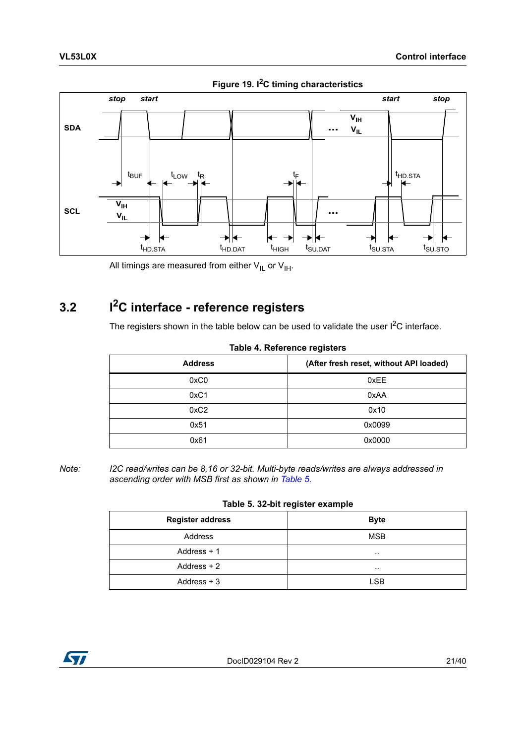**Figure 19. $I^2C$ timing characteristics**

All timings are measured from either $V_{IL}$ or $V_{IH}$.

## 3.2 $I^2C$ interface - reference registers

The registers shown in the table below can be used to validate the user $I^2C$ interface.

**Table 4. Reference registers**

| Address | (After fresh reset, without API loaded) |
|---|---|
| 0xC0 | 0xEE |
| 0xC1 | 0xAA |
| 0xC2 | 0x10 |
| 0x51 | 0x0099 |
| 0x61 | 0x0000 |

*Note: I2C read/writes can be 8,16 or 32-bit. Multi-byte reads/writes are always addressed in ascending order with MSB first as shown in Table 5.*

**Table 5. 32-bit register example**

| Register address | Byte |
|---|---|
| Address | MSB |
| Address + 1 | .. |
| Address + 2 | .. |
| Address + 3 | LSB |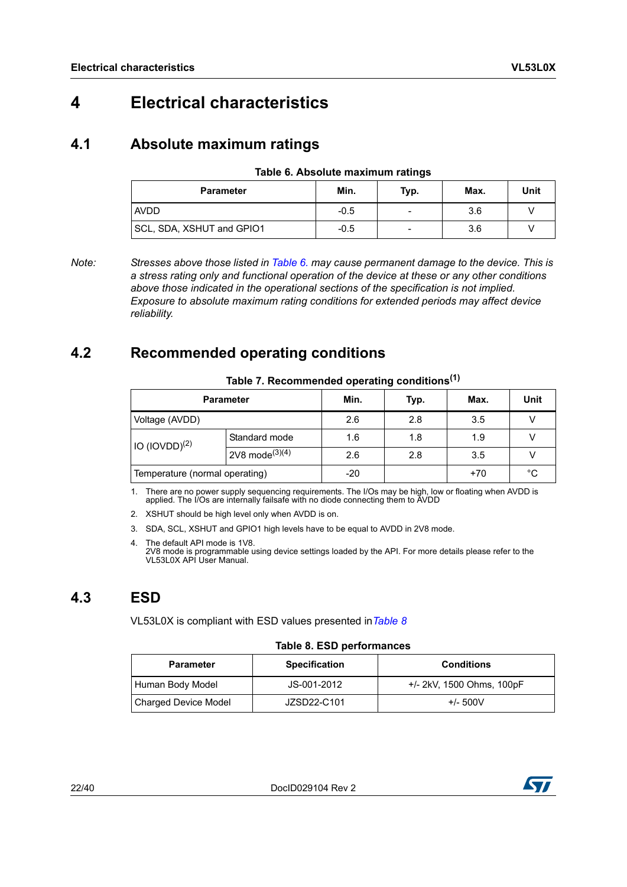# 4 Electrical characteristics

## 4.1 Absolute maximum ratings

**Table 6. Absolute maximum ratings**

| Parameter | Min. | Typ. | Max. | Unit |
|---|---|---|---|---|
| AVDD | -0.5 | - | 3.6 | V |
| SCL, SDA, XSHUT and GPIO1 | -0.5 | - | 3.6 | V |

*Note: Stresses above those listed in Table 6. may cause permanent damage to the device. This is a stress rating only and functional operation of the device at these or any other conditions above those indicated in the operational sections of the specification is not implied. Exposure to absolute maximum rating conditions for extended periods may affect device reliability.*

## 4.2 Recommended operating conditions

**Table 7. Recommended operating conditions(1)**

| Parameter | | Min. | Typ. | Max. | Unit |
|---|---|---|---|---|---|
| Voltage (AVDD) | | 2.6 | 2.8 | 3.5 | V |
| IO (IOVDD)(2) | Standard mode | 1.6 | 1.8 | 1.9 | V |
| | 2V8 mode(3)(4) | 2.6 | 2.8 | 3.5 | V |
| Temperature (normal operating) | | -20 | | +70 | °C |

1. There are no power supply sequencing requirements. The I/Os may be high, low or floating when AVDD is applied. The I/Os are internally failsafe with no diode connecting them to AVDD
2. XSHUT should be high level only when AVDD is on.
3. SDA, SCL, XSHUT and GPIO1 high levels have to be equal to AVDD in 2V8 mode.
4. The default API mode is 1V8.
   2V8 mode is programmable using device settings loaded by the API. For more details please refer to the VL53L0X API User Manual.

## 4.3 ESD

VL53L0X is compliant with ESD values presented in Table 8

**Table 8. ESD performances**

| Parameter | Specification | Conditions |
|---|---|---|
| Human Body Model | JS-001-2012 | +/- 2kV, 1500 Ohms, 100pF |
| Charged Device Model | JZSD22-C101 | +/- 500V |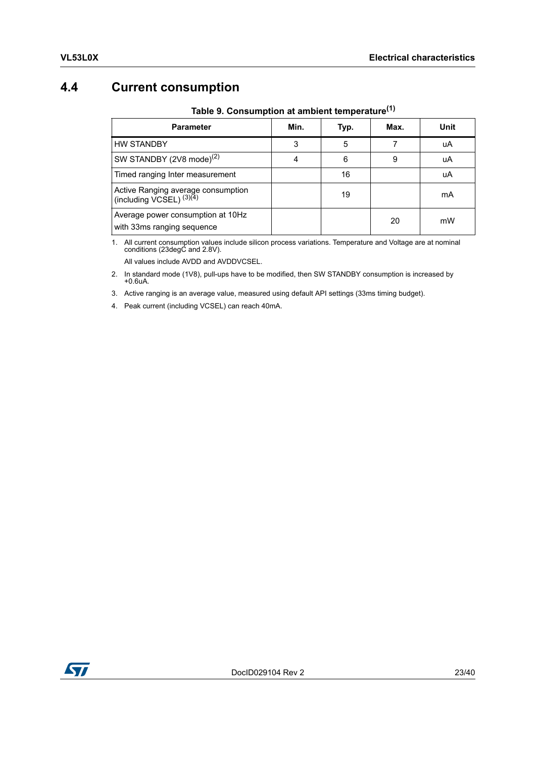## 4.4 Current consumption

**Table 9. Consumption at ambient temperature[1]**

| Parameter | Min. | Typ. | Max. | Unit |
|---|---|---|---|---|
| HW STANDBY | 3 | 5 | 7 | uA |
| SW STANDBY (2V8 mode)[2] | 4 | 6 | 9 | uA |
| Timed ranging Inter measurement | | 16 | | uA |
| Active Ranging average consumption (including VCSEL) [3][4] | | 19 | | mA |
| Average power consumption at 10Hz with 33ms ranging sequence | | | 20 | mW |

1. All current consumption values include silicon process variations. Temperature and Voltage are at nominal conditions (23degC and 2.8V).

   All values include AVDD and AVDDVCSEL.

2. In standard mode (1V8), pull-ups have to be modified, then SW STANDBY consumption is increased by +0.6uA.
3. Active ranging is an average value, measured using default API settings (33ms timing budget).
4. Peak current (including VCSEL) can reach 40mA.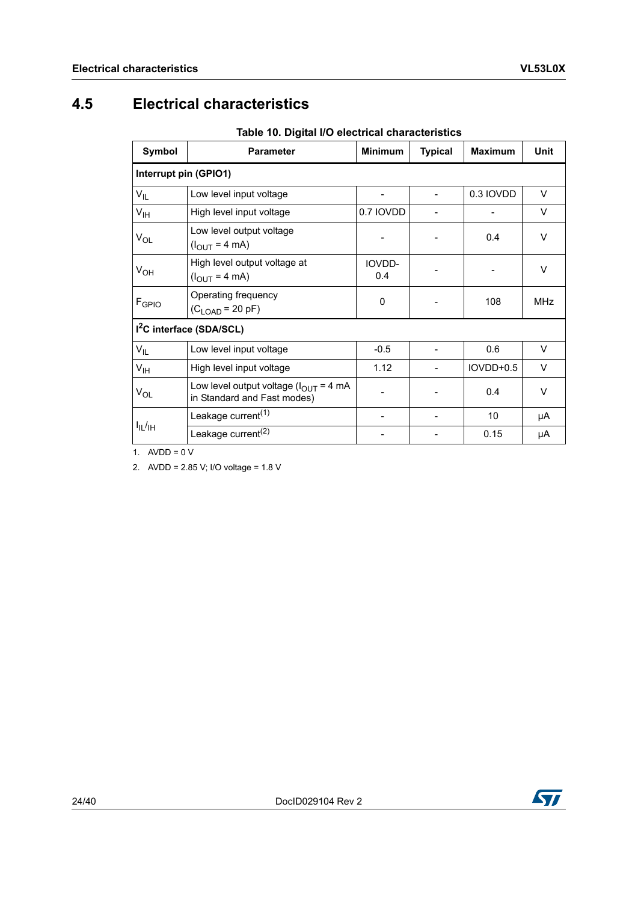## 4.5 Electrical characteristics

**Table 10. Digital I/O electrical characteristics**

| Symbol | Parameter | Minimum | Typical | Maximum | Unit |
|---|---|---|---|---|---|
| **Interrupt pin (GPIO1)** | | | | | |
| $V_{IL}$ | Low level input voltage | - | - | 0.3 IOVDD | V |
| $V_{IH}$ | High level input voltage | 0.7 IOVDD | - | - | V |
| $V_{OL}$ | Low level output voltage ($I_{OUT}$ = 4 mA) | - | - | 0.4 | V |
| $V_{OH}$ | High level output voltage at ($I_{OUT}$ = 4 mA) | IOVDD-0.4 | - | - | V |
| $F_{GPIO}$ | Operating frequency ($C_{LOAD}$ = 20 pF) | 0 | - | 108 | MHz |
| **$I^2C$ interface (SDA/SCL)** | | | | | |
| $V_{IL}$ | Low level input voltage | -0.5 | - | 0.6 | V |
| $V_{IH}$ | High level input voltage | 1.12 | - | IOVDD+0.5 | V |
| $V_{OL}$ | Low level output voltage ($I_{OUT}$ = 4 mA in Standard and Fast modes) | - | - | 0.4 | V |
| $I_{IL}/_{IH}$ | Leakage current(1) | - | - | 10 | µA |
| | Leakage current(2) | - | - | 0.15 | µA |

1. AVDD = 0 V
2. AVDD = 2.85 V; I/O voltage = 1.8 V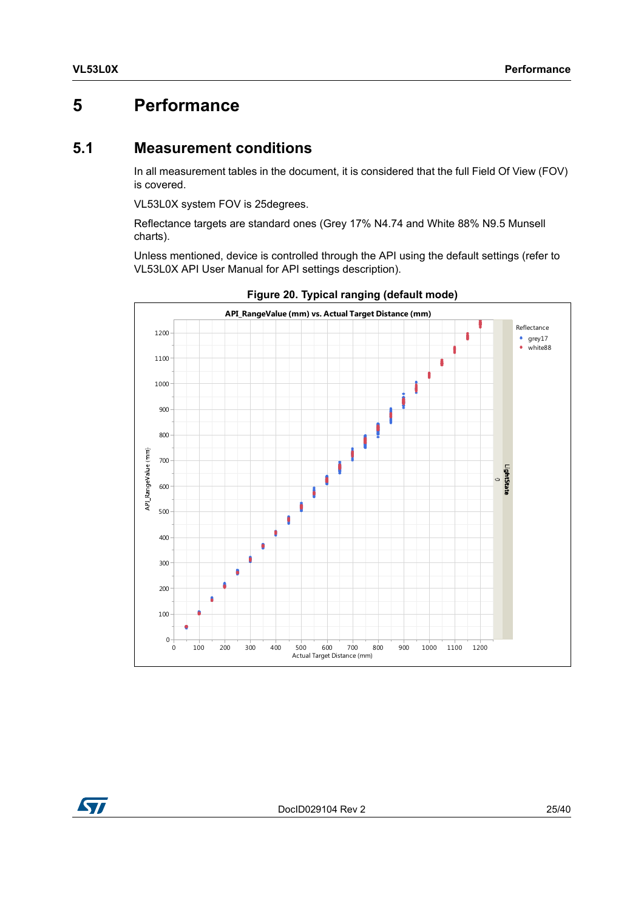# 5 Performance

## 5.1 Measurement conditions

In all measurement tables in the document, it is considered that the full Field Of View (FOV) is covered.

VL53L0X system FOV is 25degrees.

Reflectance targets are standard ones (Grey 17% N4.74 and White 88% N9.5 Munsell charts).

Unless mentioned, device is controlled through the API using the default settings (refer to VL53L0X API User Manual for API settings description).

**Figure 20. Typical ranging (default mode)**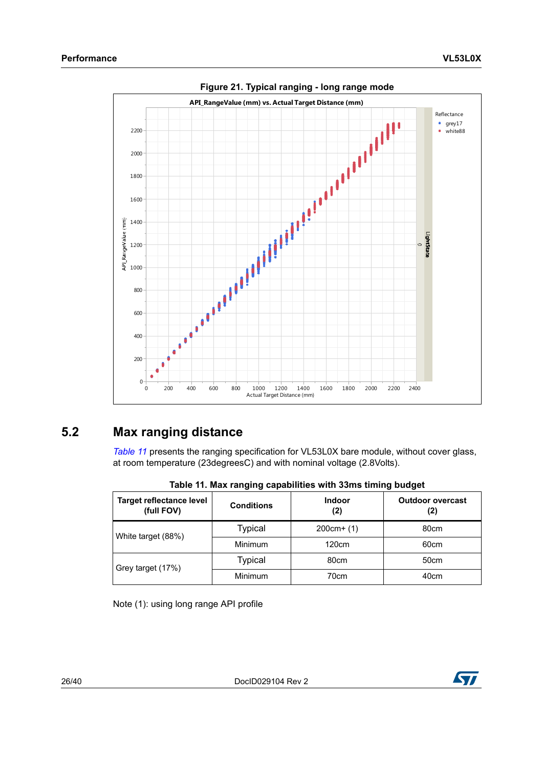**Figure 21. Typical ranging - long range mode**

## 5.2 Max ranging distance

*Table 11* presents the ranging specification for VL53L0X bare module, without cover glass, at room temperature (23degreesC) and with nominal voltage (2.8Volts).

**Table 11. Max ranging capabilities with 33ms timing budget**

| Target reflectance level (full FOV) | Conditions | Indoor (2) | Outdoor overcast (2) |
|---|---|---|---|
| White target (88%) | Typical | 200cm+ (1) | 80cm |
| | Minimum | 120cm | 60cm |
| Grey target (17%) | Typical | 80cm | 50cm |
| | Minimum | 70cm | 40cm |

Note (1): using long range API profile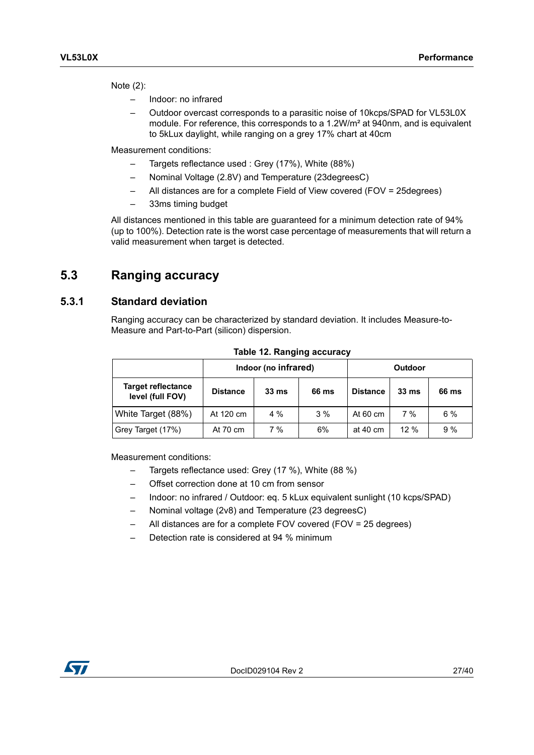Note (2):

- Indoor: no infrared
- Outdoor overcast corresponds to a parasitic noise of 10kcps/SPAD for VL53L0X module. For reference, this corresponds to a 1.2W/m² at 940nm, and is equivalent to 5kLux daylight, while ranging on a grey 17% chart at 40cm

Measurement conditions:

- Targets reflectance used : Grey (17%), White (88%)
- Nominal Voltage (2.8V) and Temperature (23degreesC)
- All distances are for a complete Field of View covered (FOV = 25degrees)
- 33ms timing budget

All distances mentioned in this table are guaranteed for a minimum detection rate of 94% (up to 100%). Detection rate is the worst case percentage of measurements that will return a valid measurement when target is detected.

## 5.3 Ranging accuracy

### 5.3.1 Standard deviation

Ranging accuracy can be characterized by standard deviation. It includes Measure-to-Measure and Part-to-Part (silicon) dispersion.

**Table 12. Ranging accuracy**

| | Indoor (no infrared) | | | Outdoor | | |
|---|---|---|---|---|---|---|
| **Target reflectance level (full FOV)** | **Distance** | **33 ms** | **66 ms** | **Distance** | **33 ms** | **66 ms** |
| White Target (88%) | At 120 cm | 4 % | 3 % | At 60 cm | 7 % | 6 % |
| Grey Target (17%) | At 70 cm | 7 % | 6% | at 40 cm | 12 % | 9 % |

Measurement conditions:

- Targets reflectance used: Grey (17 %), White (88 %)
- Offset correction done at 10 cm from sensor
- Indoor: no infrared / Outdoor: eq. 5 kLux equivalent sunlight (10 kcps/SPAD)
- Nominal voltage (2v8) and Temperature (23 degreesC)
- All distances are for a complete FOV covered (FOV = 25 degrees)
- Detection rate is considered at 94 % minimum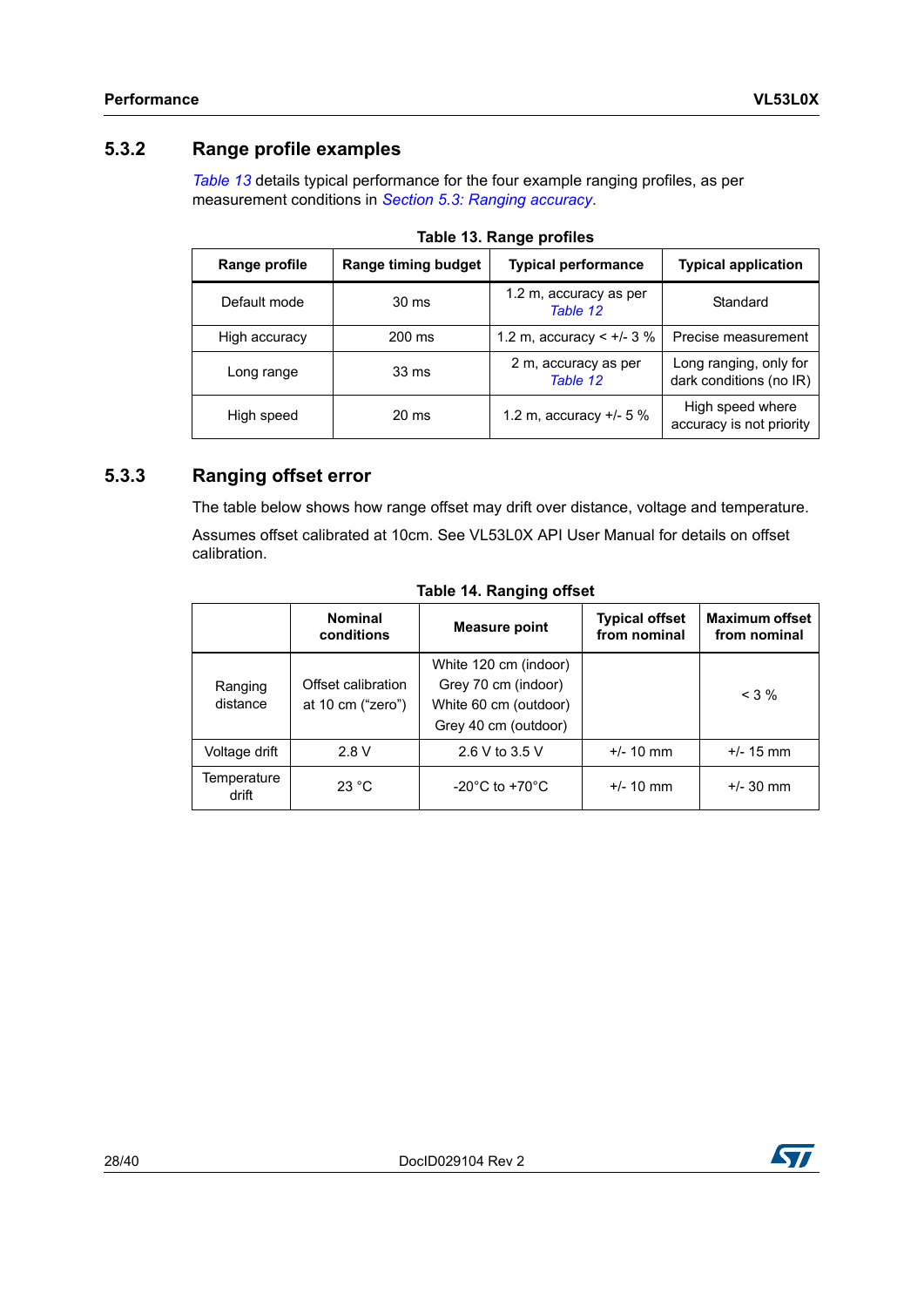### 5.3.2 Range profile examples

*Table 13* details typical performance for the four example ranging profiles, as per measurement conditions in *Section 5.3: Ranging accuracy*.

**Table 13. Range profiles**

| Range profile | Range timing budget | Typical performance | Typical application |
|---|---|---|---|
| Default mode | 30 ms | 1.2 m, accuracy as per *Table 12* | Standard |
| High accuracy | 200 ms | 1.2 m, accuracy < +/- 3 % | Precise measurement |
| Long range | 33 ms | 2 m, accuracy as per *Table 12* | Long ranging, only for dark conditions (no IR) |
| High speed | 20 ms | 1.2 m, accuracy +/- 5 % | High speed where accuracy is not priority |

### 5.3.3 Ranging offset error

The table below shows how range offset may drift over distance, voltage and temperature.

Assumes offset calibrated at 10cm. See VL53L0X API User Manual for details on offset calibration.

**Table 14. Ranging offset**

| | Nominal conditions | Measure point | Typical offset from nominal | Maximum offset from nominal |
|---|---|---|---|---|
| Ranging distance | Offset calibration at 10 cm (“zero”) | White 120 cm (indoor)<br>Grey 70 cm (indoor)<br>White 60 cm (outdoor)<br>Grey 40 cm (outdoor) | | < 3 % |
| Voltage drift | 2.8 V | 2.6 V to 3.5 V | +/- 10 mm | +/- 15 mm |
| Temperature drift | 23 °C | -20°C to +70°C | +/- 10 mm | +/- 30 mm |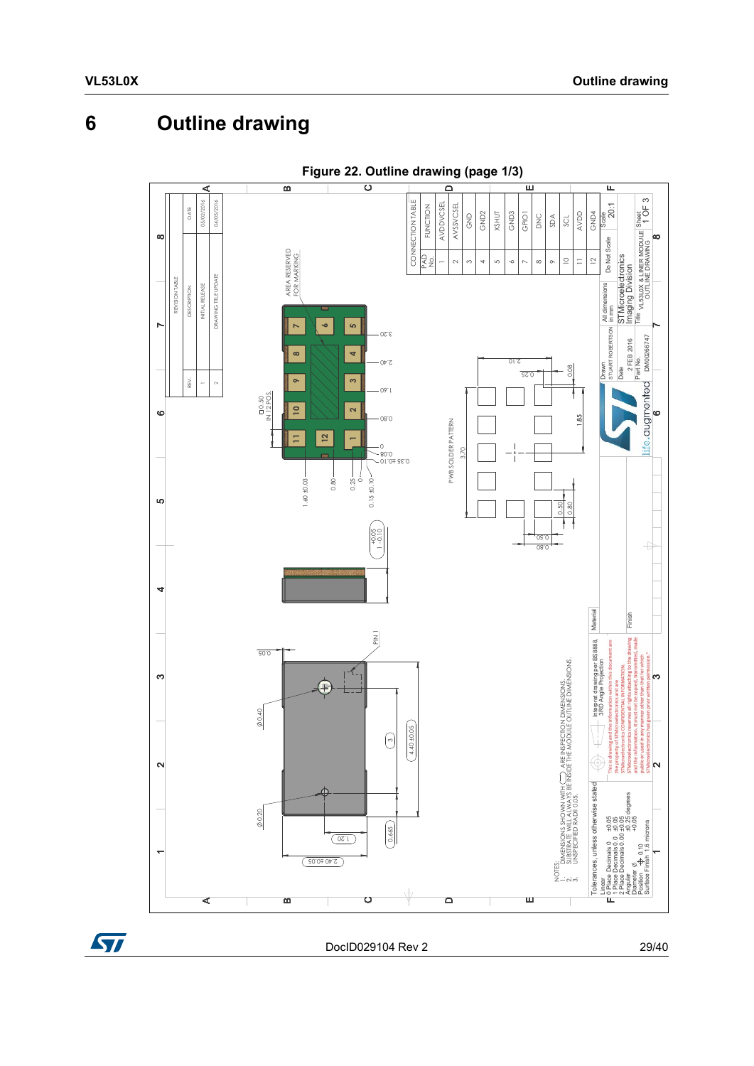# 6 Outline drawing

**Figure 22. Outline drawing (page 1/3)**

| REV. | DESCRIPTION | DATE |
|---|---|---|
| 1 | INITIAL RELEASE | 05/02/2016 |
| 2 | DRAWING TITLE UPDATE | 04/05/2016 |

CONNECTION TABLE

| PAD No. | FUNCTION |
|---|---|
| 1 | AVDDVCSEL |
| 2 | AVSSVCSEL |
| 3 | GND |
| 4 | GND2 |
| 5 | XSHUT |
| 6 | GND3 |
| 7 | GPIO1 |
| 8 | DNC |
| 9 | SDA |
| 10 | SCL |
| 11 | AVDD |
| 12 | GND4 |

NOTES:
1. DIMENSIONS SHOWN WITH ◯ ARE INSPECTION DIMENSIONS.
2. SUBSTRATE WILL ALWAYS BE INSIDE THE MODULE OUTLINE DIMENSIONS.
3. UNSPECIFIED RADII 0.05.

Tolerances, unless otherwise stated:
Linear
0 Place Decimals 0. ±0.05
1 Place Decimals 0.0 ±0.05
2 Place Decimals 0.00 ±0.05
Angular ±0.25 degrees
Diameter Ø +0.05
Position ⌖ 0.10
Surface Finish 1.6 microns

Interpret drawing per BS8888, 3RD Angle Projection

This is drawing and the information within this document are the property of STMicroelectronics and are STMicroelectronics CONFIDENTIAL INFORMATION. STMicroelectronics reserves all rights attaching to the drawing and the information. It must not be copied, transmitted, made public or used in any manner other than that for which STMicroelectronics has given prior written permission.

All dimensions in mm

Drawn: STUART ROBERTSON
Date: 2 FEB 2016
Part No: DM00266747
Do Not Scale
Scale: 20:1
STMicroelectronics Imaging Division
Title: VL53L0X & LINER MODULE OUTLINE DRAWING
Sheet: 1 OF 3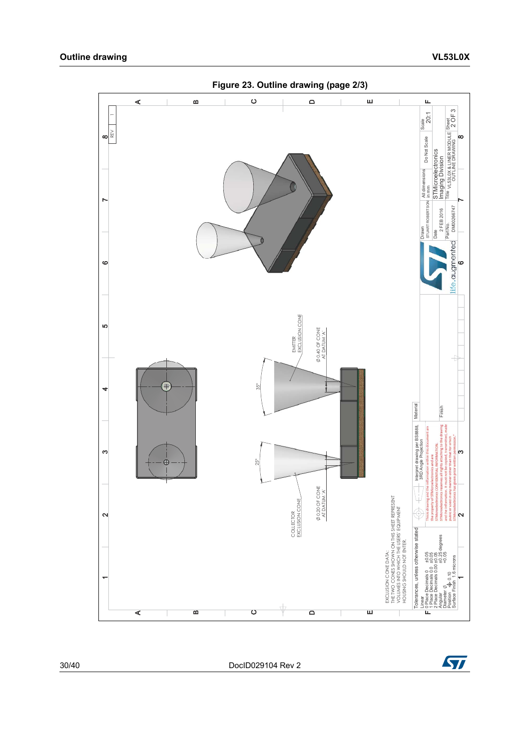Figure 23. Outline drawing (page 2/3)

EXCLUSION CONE DATA:
THE TWO CONES SHOWN ON THIS SHEET REPRESENT VOLUMES INTO WHICH THE USERS' EQUIPMENT HOUSING SHOULD NOT ENTER.

EMITTER EXCLUSION CONE

Ø 0.40 OF CONE AT DATUM 'A'

35°

25°

COLLECTOR EXCLUSION CONE

Ø 0.20 OF CONE AT DATUM 'A'

Tolerances, unless otherwise stated
Linear
0 Place Decimals 0 ±0.05
1 Place Decimals 0.0 ±0.05
2 Place Decimals 0.00 ±0.05
Angular ±0.25 degrees
Diameter Ø +0.05
Position ⌖ 0.10
Surface Finish 1.6 microns

Interpret drawing per BS8888, 3RD Angle Projection

Material

Finish

This drawing and the information within this document are the property of STMicroelectronics and are STMicroelectronics CONFIDENTIAL INFORMATION. STMicroelectronics reserves all rights attaching to the drawing and the information. It must not be copied, transmitted, made public or used in any manner other than that for which STMicroelectronics has given prior written permission.

life.augmented

Drawn STUART ROBERTSON
Date 2 FEB 2016
Part No. DM00266747

All dimensions in mm

Do Not Scale

STMicroelectronics Imaging Division

Title VL53L0X & LINER MODULE OUTLINE DRAWING

Scale 20:1

Sheet 2 OF 3

REV 1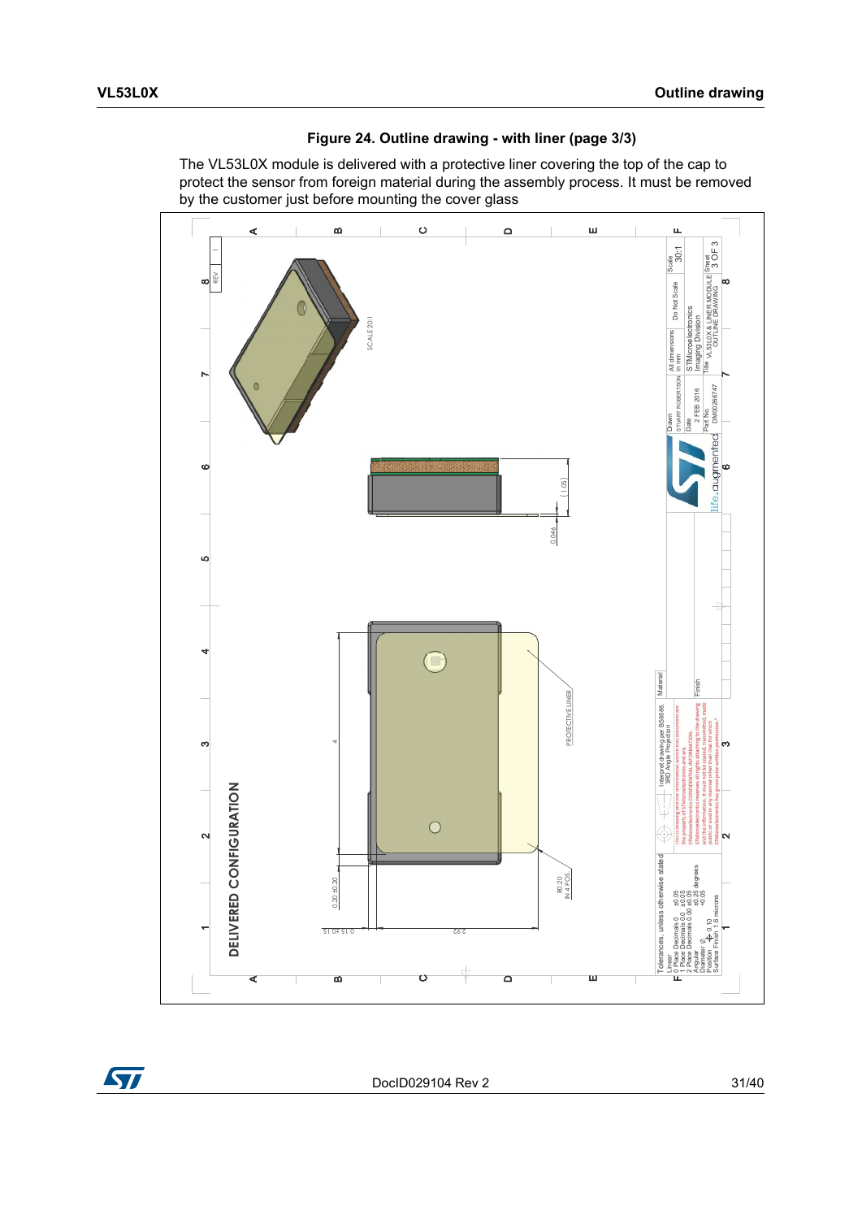**Figure 24. Outline drawing - with liner (page 3/3)**

The VL53L0X module is delivered with a protective liner covering the top of the cap to protect the sensor from foreign material during the assembly process. It must be removed by the customer just before mounting the cover glass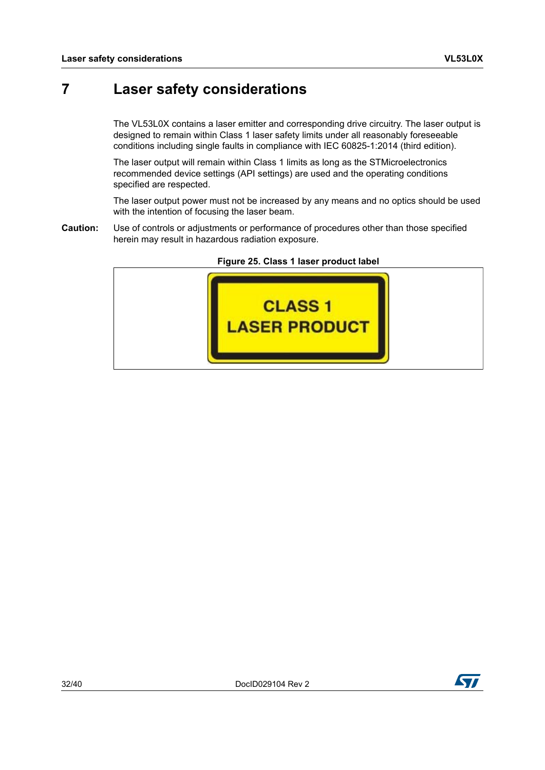# 7 Laser safety considerations

The VL53L0X contains a laser emitter and corresponding drive circuitry. The laser output is designed to remain within Class 1 laser safety limits under all reasonably foreseeable conditions including single faults in compliance with IEC 60825-1:2014 (third edition).

The laser output will remain within Class 1 limits as long as the STMicroelectronics recommended device settings (API settings) are used and the operating conditions specified are respected.

The laser output power must not be increased by any means and no optics should be used with the intention of focusing the laser beam.

**Caution:** Use of controls or adjustments or performance of procedures other than those specified herein may result in hazardous radiation exposure.

**Figure 25. Class 1 laser product label**

CLASS 1
LASER PRODUCT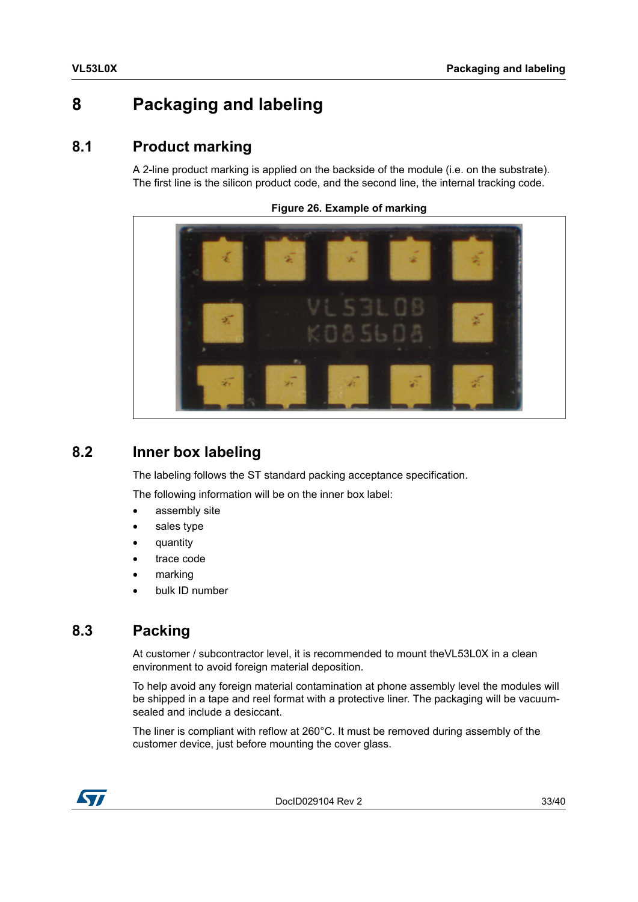# 8 Packaging and labeling

## 8.1 Product marking

A 2-line product marking is applied on the backside of the module (i.e. on the substrate). The first line is the silicon product code, and the second line, the internal tracking code.

**Figure 26. Example of marking**

## 8.2 Inner box labeling

The labeling follows the ST standard packing acceptance specification.

The following information will be on the inner box label:

- assembly site
- sales type
- quantity
- trace code
- marking
- bulk ID number

## 8.3 Packing

At customer / subcontractor level, it is recommended to mount theVL53L0X in a clean environment to avoid foreign material deposition.

To help avoid any foreign material contamination at phone assembly level the modules will be shipped in a tape and reel format with a protective liner. The packaging will be vacuum-sealed and include a desiccant.

The liner is compliant with reflow at 260°C. It must be removed during assembly of the customer device, just before mounting the cover glass.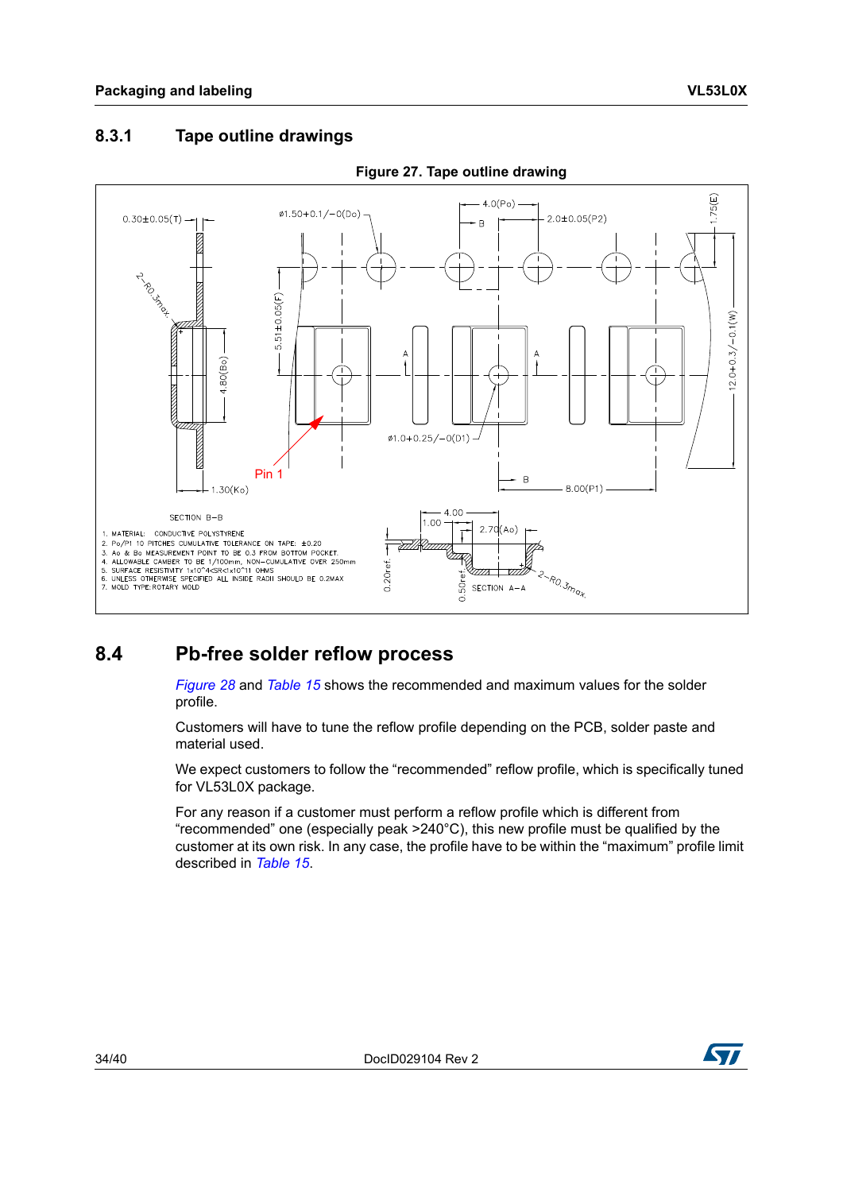### 8.3.1 Tape outline drawings

**Figure 27. Tape outline drawing**

## 8.4 Pb-free solder reflow process

*Figure 28* and *Table 15* shows the recommended and maximum values for the solder profile.

Customers will have to tune the reflow profile depending on the PCB, solder paste and material used.

We expect customers to follow the "recommended" reflow profile, which is specifically tuned for VL53L0X package.

For any reason if a customer must perform a reflow profile which is different from "recommended" one (especially peak >240°C), this new profile must be qualified by the customer at its own risk. In any case, the profile have to be within the "maximum" profile limit described in *Table 15*.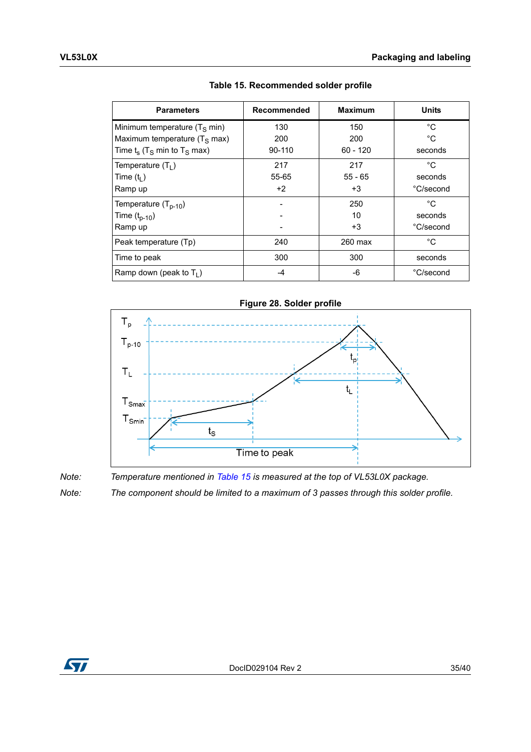Table 15. Recommended solder profile

| Parameters | Recommended | Maximum | Units |
|---|---|---|---|
| Minimum temperature ($T_S$ min)<br>Maximum temperature ($T_S$ max)<br>Time $t_s$ ($T_S$ min to $T_S$ max) | 130<br>200<br>90-110 | 150<br>200<br>60 - 120 | °C<br>°C<br>seconds |
| Temperature ($T_L$)<br>Time ($t_L$)<br>Ramp up | 217<br>55-65<br>+2 | 217<br>55 - 65<br>+3 | °C<br>seconds<br>°C/second |
| Temperature ($T_{p-10}$)<br>Time ($t_{p-10}$)<br>Ramp up | -<br>-<br>- | 250<br>10<br>+3 | °C<br>seconds<br>°C/second |
| Peak temperature (Tp) | 240 | 260 max | °C |
| Time to peak | 300 | 300 | seconds |
| Ramp down (peak to $T_L$) | -4 | -6 | °C/second |

Figure 28. Solder profile

*Note: Temperature mentioned in Table 15 is measured at the top of VL53L0X package.*

*Note: The component should be limited to a maximum of 3 passes through this solder profile.*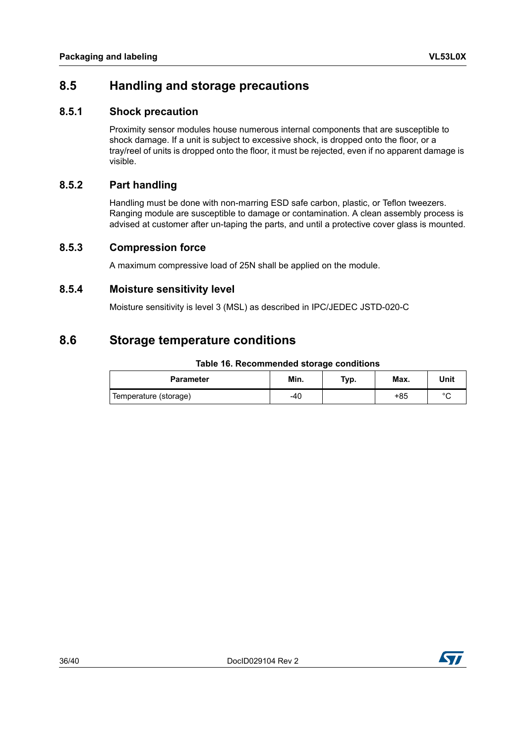## 8.5 Handling and storage precautions

### 8.5.1 Shock precaution

Proximity sensor modules house numerous internal components that are susceptible to shock damage. If a unit is subject to excessive shock, is dropped onto the floor, or a tray/reel of units is dropped onto the floor, it must be rejected, even if no apparent damage is visible.

### 8.5.2 Part handling

Handling must be done with non-marring ESD safe carbon, plastic, or Teflon tweezers. Ranging module are susceptible to damage or contamination. A clean assembly process is advised at customer after un-taping the parts, and until a protective cover glass is mounted.

### 8.5.3 Compression force

A maximum compressive load of 25N shall be applied on the module.

### 8.5.4 Moisture sensitivity level

Moisture sensitivity is level 3 (MSL) as described in IPC/JEDEC JSTD-020-C

## 8.6 Storage temperature conditions

**Table 16. Recommended storage conditions**

| Parameter | Min. | Typ. | Max. | Unit |
|---|---|---|---|---|
| Temperature (storage) | -40 | | +85 | °C |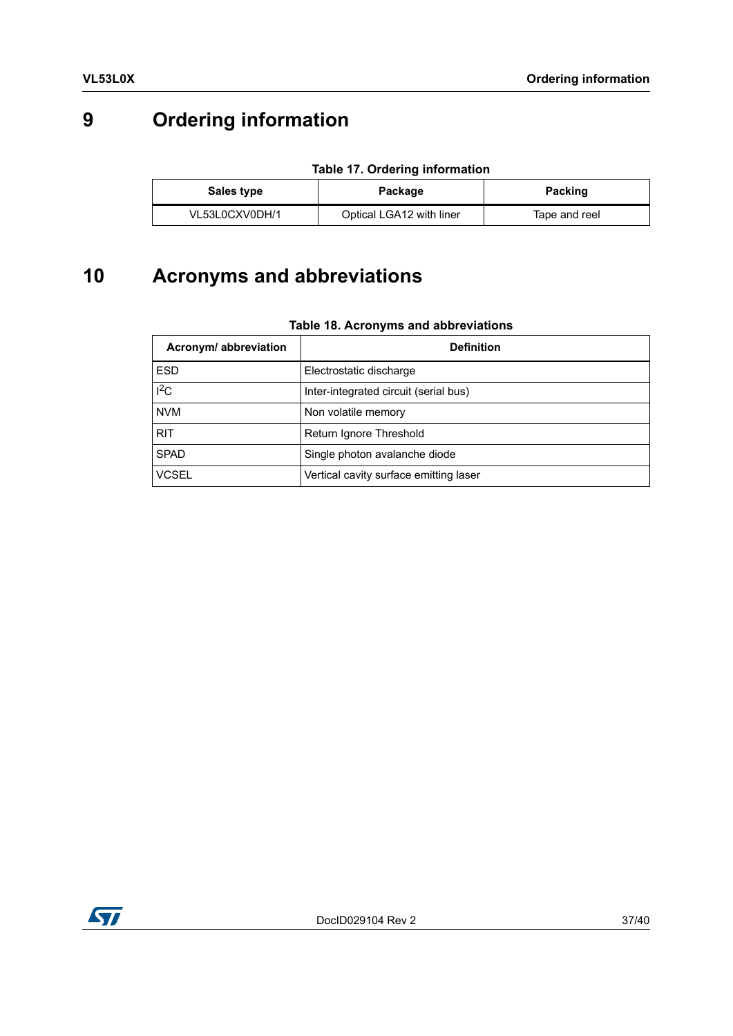# 9 Ordering information

**Table 17. Ordering information**

| Sales type | Package | Packing |
|---|---|---|
| VL53L0CXV0DH/1 | Optical LGA12 with liner | Tape and reel |

# 10 Acronyms and abbreviations

**Table 18. Acronyms and abbreviations**

| Acronym/ abbreviation | Definition |
|---|---|
| ESD | Electrostatic discharge |
| $I^2C$ | Inter-integrated circuit (serial bus) |
| NVM | Non volatile memory |
| RIT | Return Ignore Threshold |
| SPAD | Single photon avalanche diode |
| VCSEL | Vertical cavity surface emitting laser |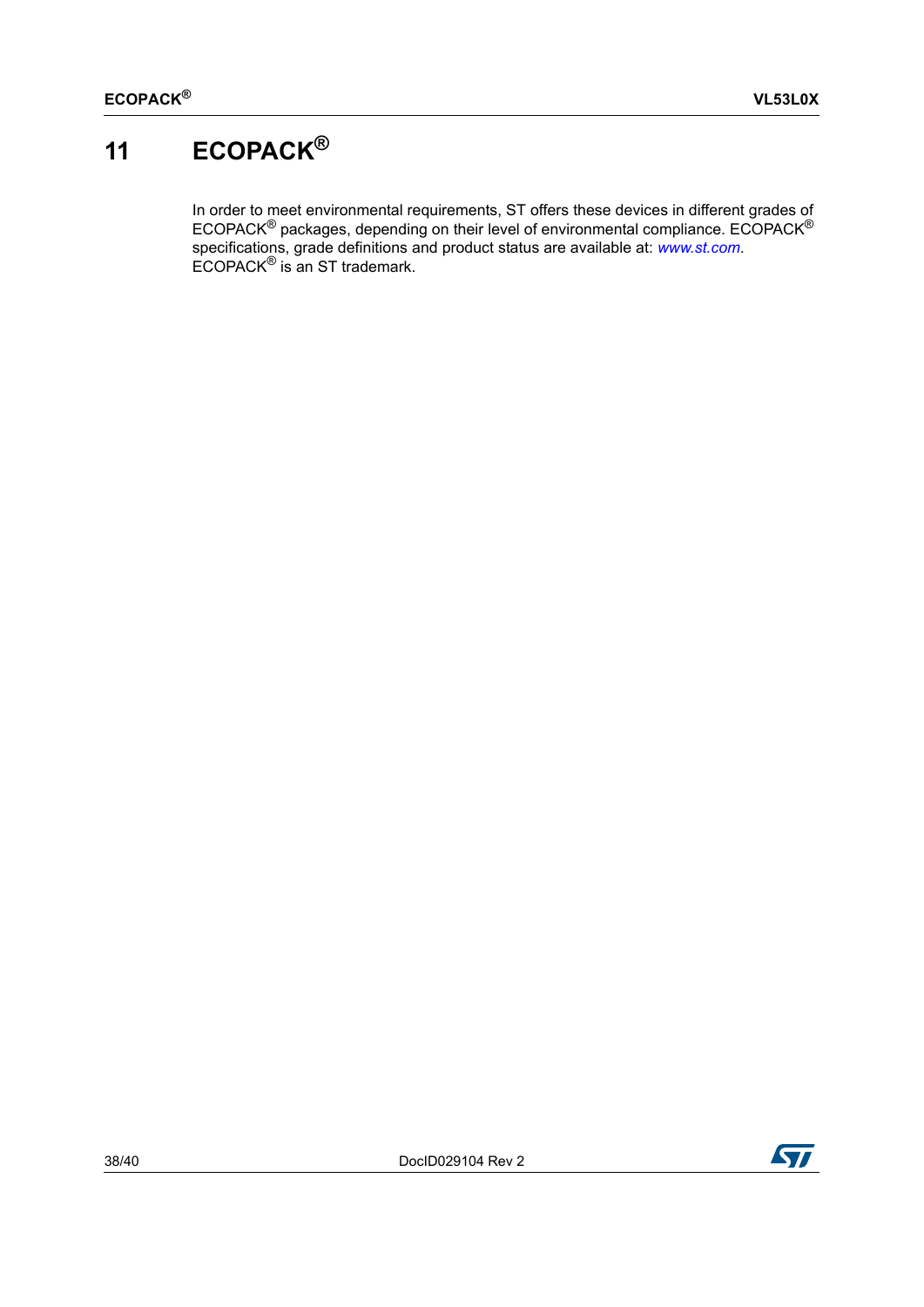# 11 ECOPACK®

In order to meet environmental requirements, ST offers these devices in different grades of ECOPACK® packages, depending on their level of environmental compliance. ECOPACK® specifications, grade definitions and product status are available at: *www.st.com*. ECOPACK® is an ST trademark.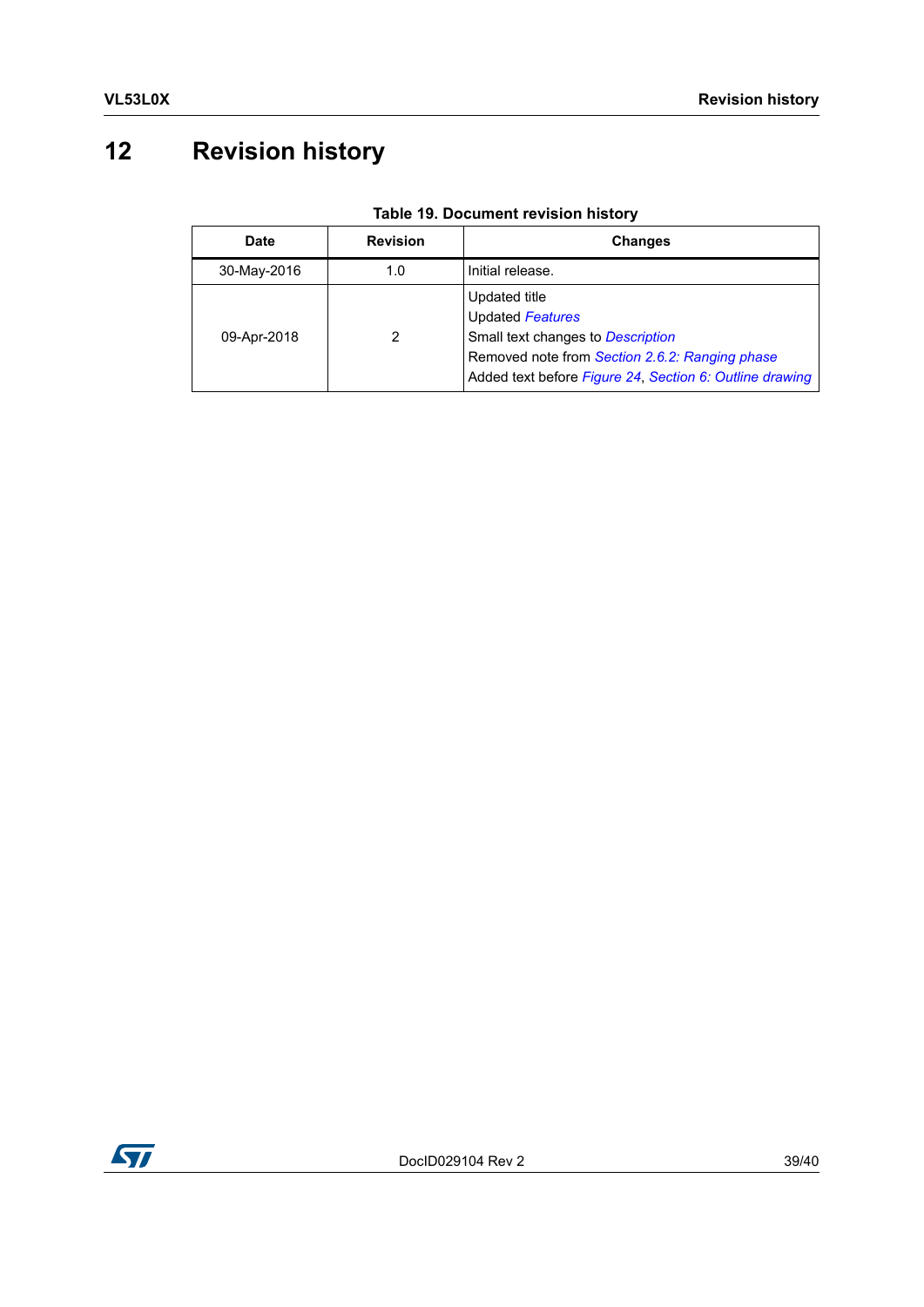# 12 Revision history

**Table 19. Document revision history**

| Date | Revision | Changes |
|---|---|---|
| 30-May-2016 | 1.0 | Initial release. |
| 09-Apr-2018 | 2 | Updated title<br>Updated *Features*<br>Small text changes to *Description*<br>Removed note from *Section 2.6.2: Ranging phase*<br>Added text before *Figure 24*, *Section 6: Outline drawing* |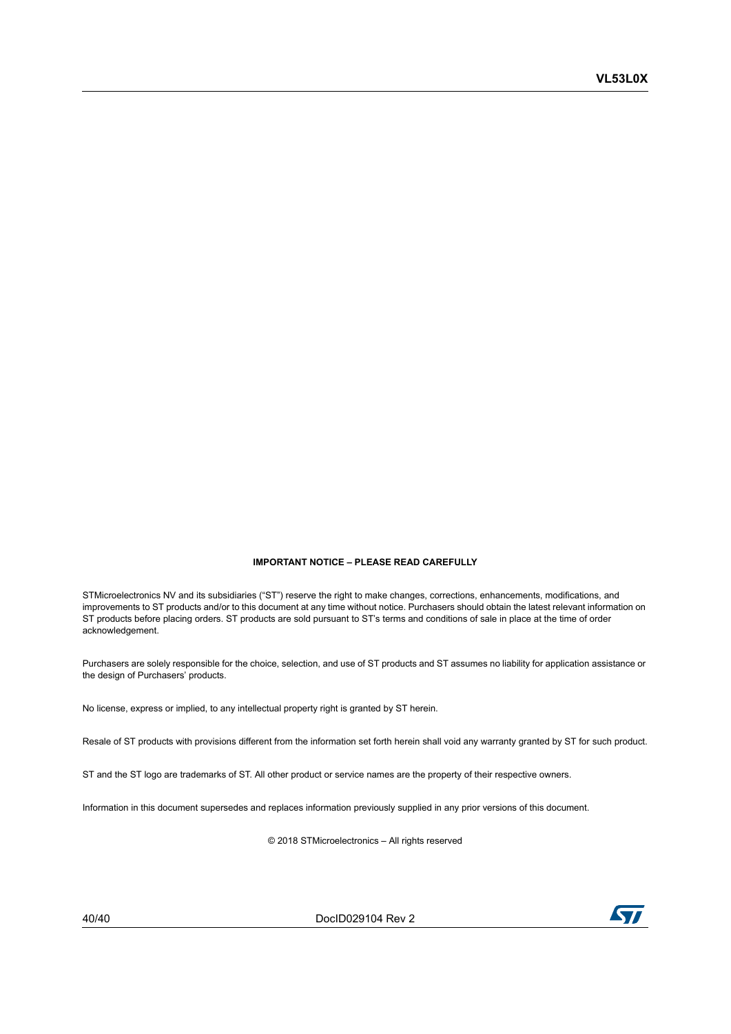**IMPORTANT NOTICE – PLEASE READ CAREFULLY**

STMicroelectronics NV and its subsidiaries (“ST”) reserve the right to make changes, corrections, enhancements, modifications, and improvements to ST products and/or to this document at any time without notice. Purchasers should obtain the latest relevant information on ST products before placing orders. ST products are sold pursuant to ST’s terms and conditions of sale in place at the time of order acknowledgement.

Purchasers are solely responsible for the choice, selection, and use of ST products and ST assumes no liability for application assistance or the design of Purchasers’ products.

No license, express or implied, to any intellectual property right is granted by ST herein.

Resale of ST products with provisions different from the information set forth herein shall void any warranty granted by ST for such product.

ST and the ST logo are trademarks of ST. All other product or service names are the property of their respective owners.

Information in this document supersedes and replaces information previously supplied in any prior versions of this document.

© 2018 STMicroelectronics – All rights reserved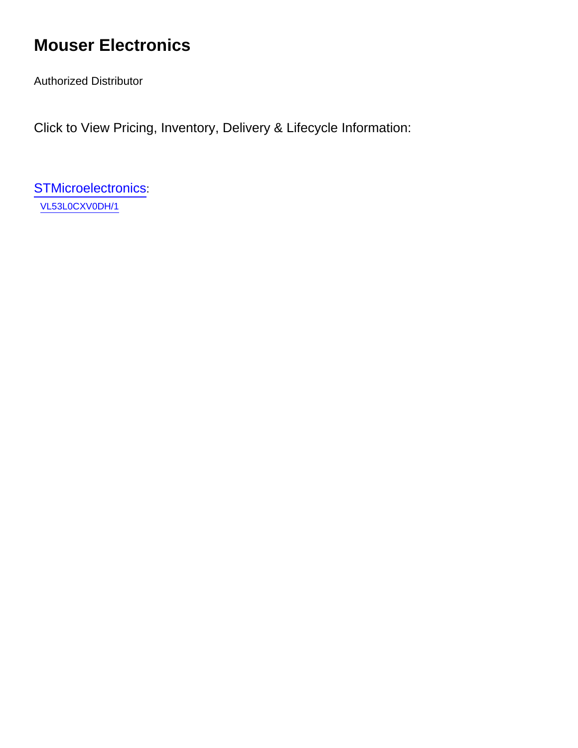# Mouser Electronics

Authorized Distributor

Click to View Pricing, Inventory, Delivery & Lifecycle Information:

STMicroelectronics:

VL53L0CXV0DH/1